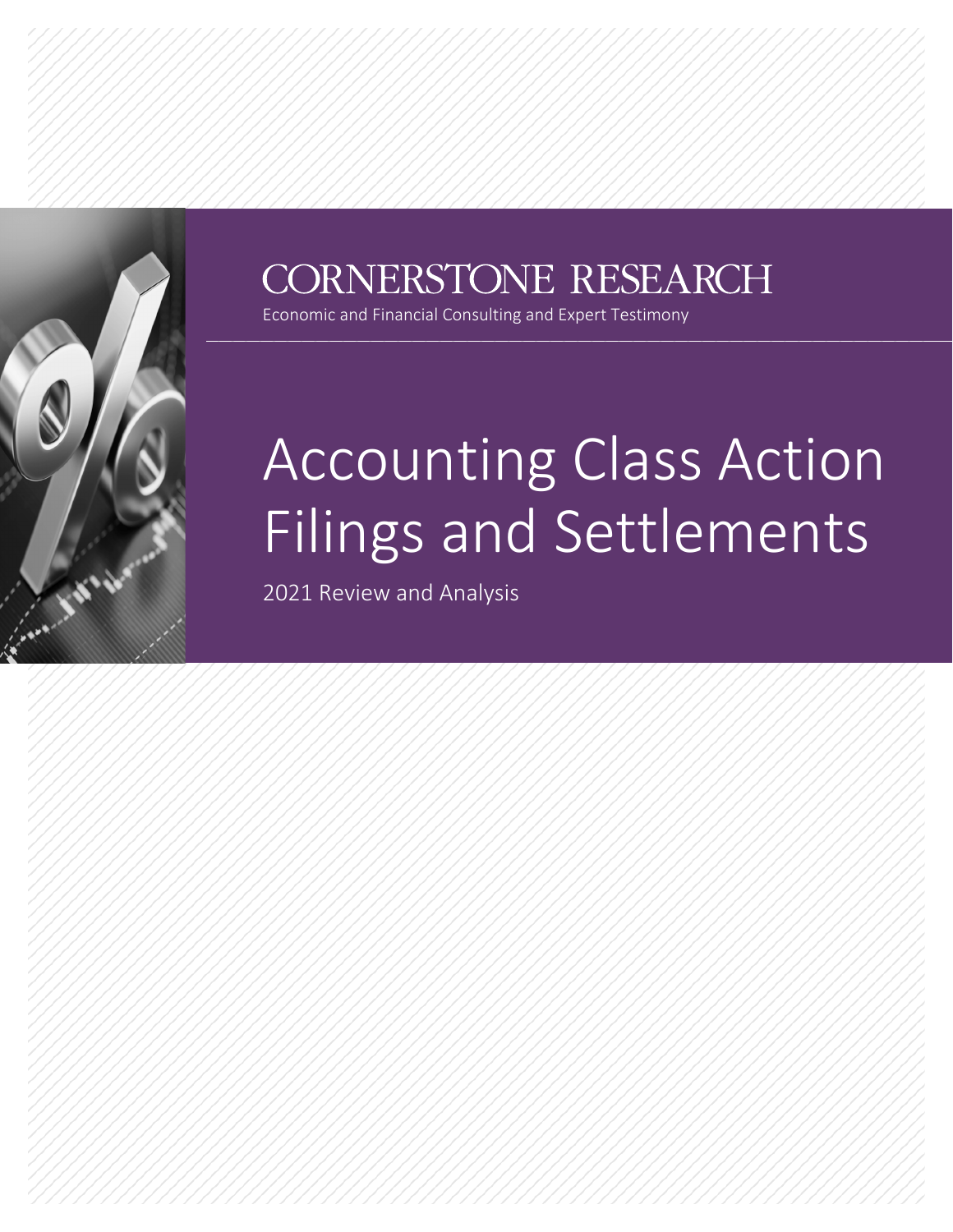CORNERSTONE RESEARCH

Economic and Financial Consulting and Expert Testimony

# Accounting Class Action Filings and Settlements

2021 Review and Analysis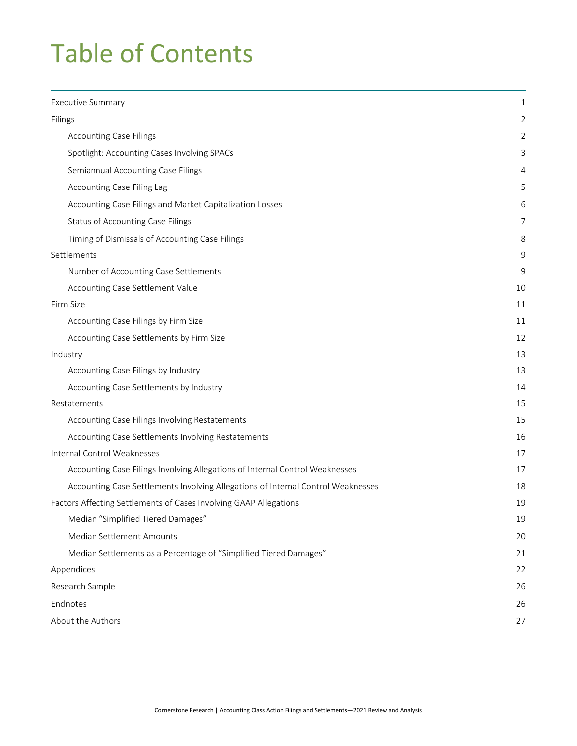# Table of Contents

| | |
|---|---|
| Executive Summary | 1 |
| Filings | 2 |
| &nbsp;&nbsp;&nbsp;&nbsp;Accounting Case Filings | 2 |
| &nbsp;&nbsp;&nbsp;&nbsp;Spotlight: Accounting Cases Involving SPACs | 3 |
| &nbsp;&nbsp;&nbsp;&nbsp;Semiannual Accounting Case Filings | 4 |
| &nbsp;&nbsp;&nbsp;&nbsp;Accounting Case Filing Lag | 5 |
| &nbsp;&nbsp;&nbsp;&nbsp;Accounting Case Filings and Market Capitalization Losses | 6 |
| &nbsp;&nbsp;&nbsp;&nbsp;Status of Accounting Case Filings | 7 |
| &nbsp;&nbsp;&nbsp;&nbsp;Timing of Dismissals of Accounting Case Filings | 8 |
| Settlements | 9 |
| &nbsp;&nbsp;&nbsp;&nbsp;Number of Accounting Case Settlements | 9 |
| &nbsp;&nbsp;&nbsp;&nbsp;Accounting Case Settlement Value | 10 |
| Firm Size | 11 |
| &nbsp;&nbsp;&nbsp;&nbsp;Accounting Case Filings by Firm Size | 11 |
| &nbsp;&nbsp;&nbsp;&nbsp;Accounting Case Settlements by Firm Size | 12 |
| Industry | 13 |
| &nbsp;&nbsp;&nbsp;&nbsp;Accounting Case Filings by Industry | 13 |
| &nbsp;&nbsp;&nbsp;&nbsp;Accounting Case Settlements by Industry | 14 |
| Restatements | 15 |
| &nbsp;&nbsp;&nbsp;&nbsp;Accounting Case Filings Involving Restatements | 15 |
| &nbsp;&nbsp;&nbsp;&nbsp;Accounting Case Settlements Involving Restatements | 16 |
| Internal Control Weaknesses | 17 |
| &nbsp;&nbsp;&nbsp;&nbsp;Accounting Case Filings Involving Allegations of Internal Control Weaknesses | 17 |
| &nbsp;&nbsp;&nbsp;&nbsp;Accounting Case Settlements Involving Allegations of Internal Control Weaknesses | 18 |
| Factors Affecting Settlements of Cases Involving GAAP Allegations | 19 |
| &nbsp;&nbsp;&nbsp;&nbsp;Median "Simplified Tiered Damages" | 19 |
| &nbsp;&nbsp;&nbsp;&nbsp;Median Settlement Amounts | 20 |
| &nbsp;&nbsp;&nbsp;&nbsp;Median Settlements as a Percentage of "Simplified Tiered Damages" | 21 |
| Appendices | 22 |
| Research Sample | 26 |
| Endnotes | 26 |
| About the Authors | 27 |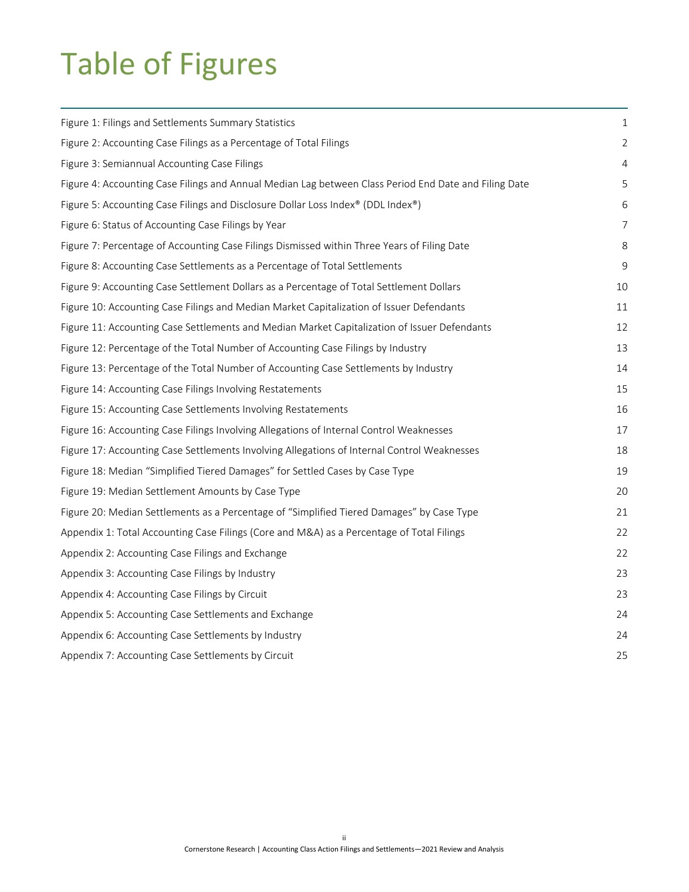# Table of Figures

| | |
|---|---|
| Figure 1: Filings and Settlements Summary Statistics | 1 |
| Figure 2: Accounting Case Filings as a Percentage of Total Filings | 2 |
| Figure 3: Semiannual Accounting Case Filings | 4 |
| Figure 4: Accounting Case Filings and Annual Median Lag between Class Period End Date and Filing Date | 5 |
| Figure 5: Accounting Case Filings and Disclosure Dollar Loss Index® (DDL Index®) | 6 |
| Figure 6: Status of Accounting Case Filings by Year | 7 |
| Figure 7: Percentage of Accounting Case Filings Dismissed within Three Years of Filing Date | 8 |
| Figure 8: Accounting Case Settlements as a Percentage of Total Settlements | 9 |
| Figure 9: Accounting Case Settlement Dollars as a Percentage of Total Settlement Dollars | 10 |
| Figure 10: Accounting Case Filings and Median Market Capitalization of Issuer Defendants | 11 |
| Figure 11: Accounting Case Settlements and Median Market Capitalization of Issuer Defendants | 12 |
| Figure 12: Percentage of the Total Number of Accounting Case Filings by Industry | 13 |
| Figure 13: Percentage of the Total Number of Accounting Case Settlements by Industry | 14 |
| Figure 14: Accounting Case Filings Involving Restatements | 15 |
| Figure 15: Accounting Case Settlements Involving Restatements | 16 |
| Figure 16: Accounting Case Filings Involving Allegations of Internal Control Weaknesses | 17 |
| Figure 17: Accounting Case Settlements Involving Allegations of Internal Control Weaknesses | 18 |
| Figure 18: Median "Simplified Tiered Damages" for Settled Cases by Case Type | 19 |
| Figure 19: Median Settlement Amounts by Case Type | 20 |
| Figure 20: Median Settlements as a Percentage of "Simplified Tiered Damages" by Case Type | 21 |
| Appendix 1: Total Accounting Case Filings (Core and M&A) as a Percentage of Total Filings | 22 |
| Appendix 2: Accounting Case Filings and Exchange | 22 |
| Appendix 3: Accounting Case Filings by Industry | 23 |
| Appendix 4: Accounting Case Filings by Circuit | 23 |
| Appendix 5: Accounting Case Settlements and Exchange | 24 |
| Appendix 6: Accounting Case Settlements by Industry | 24 |
| Appendix 7: Accounting Case Settlements by Circuit | 25 |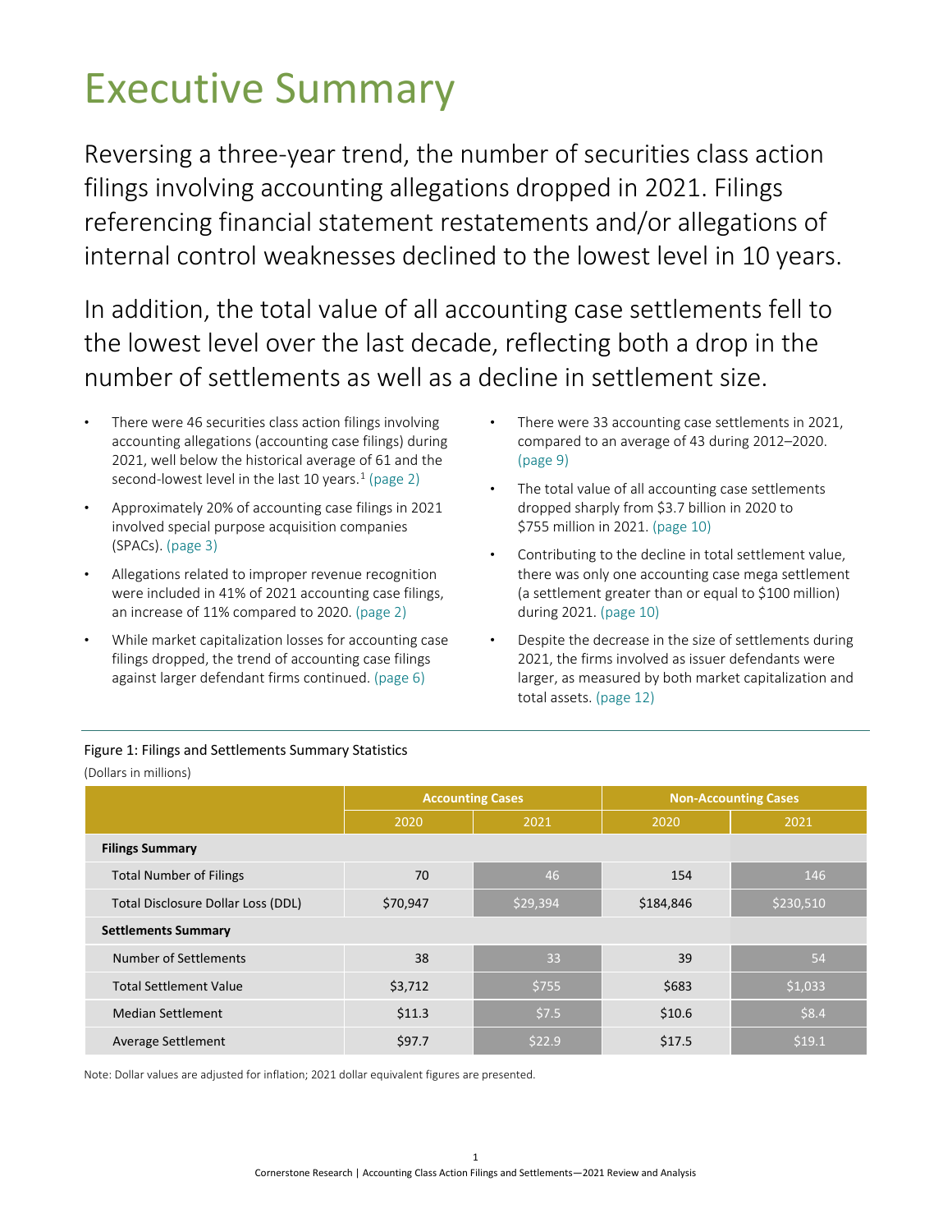# Executive Summary

Reversing a three-year trend, the number of securities class action filings involving accounting allegations dropped in 2021. Filings referencing financial statement restatements and/or allegations of internal control weaknesses declined to the lowest level in 10 years.

In addition, the total value of all accounting case settlements fell to the lowest level over the last decade, reflecting both a drop in the number of settlements as well as a decline in settlement size.

- There were 46 securities class action filings involving accounting allegations (accounting case filings) during 2021, well below the historical average of 61 and the second-lowest level in the last 10 years.[1] (page 2)
- Approximately 20% of accounting case filings in 2021 involved special purpose acquisition companies (SPACs). (page 3)
- Allegations related to improper revenue recognition were included in 41% of 2021 accounting case filings, an increase of 11% compared to 2020. (page 2)
- While market capitalization losses for accounting case filings dropped, the trend of accounting case filings against larger defendant firms continued. (page 6)
- There were 33 accounting case settlements in 2021, compared to an average of 43 during 2012–2020. (page 9)
- The total value of all accounting case settlements dropped sharply from $3.7 billion in 2020 to $755 million in 2021. (page 10)
- Contributing to the decline in total settlement value, there was only one accounting case mega settlement (a settlement greater than or equal to $100 million) during 2021. (page 10)
- Despite the decrease in the size of settlements during 2021, the firms involved as issuer defendants were larger, as measured by both market capitalization and total assets. (page 12)

Figure 1: Filings and Settlements Summary Statistics

(Dollars in millions)

| | Accounting Cases | | Non-Accounting Cases | |
|---|---|---|---|---|
| | 2020 | 2021 | 2020 | 2021 |
| **Filings Summary** | | | | |
| Total Number of Filings | 70 | 46 | 154 | 146 |
| Total Disclosure Dollar Loss (DDL) | $70,947 | $29,394 | $184,846 | $230,510 |
| **Settlements Summary** | | | | |
| Number of Settlements | 38 | 33 | 39 | 54 |
| Total Settlement Value | $3,712 | $755 | $683 | $1,033 |
| Median Settlement | $11.3 | $7.5 | $10.6 | $8.4 |
| Average Settlement | $97.7 | $22.9 | $17.5 | $19.1 |

Note: Dollar values are adjusted for inflation; 2021 dollar equivalent figures are presented.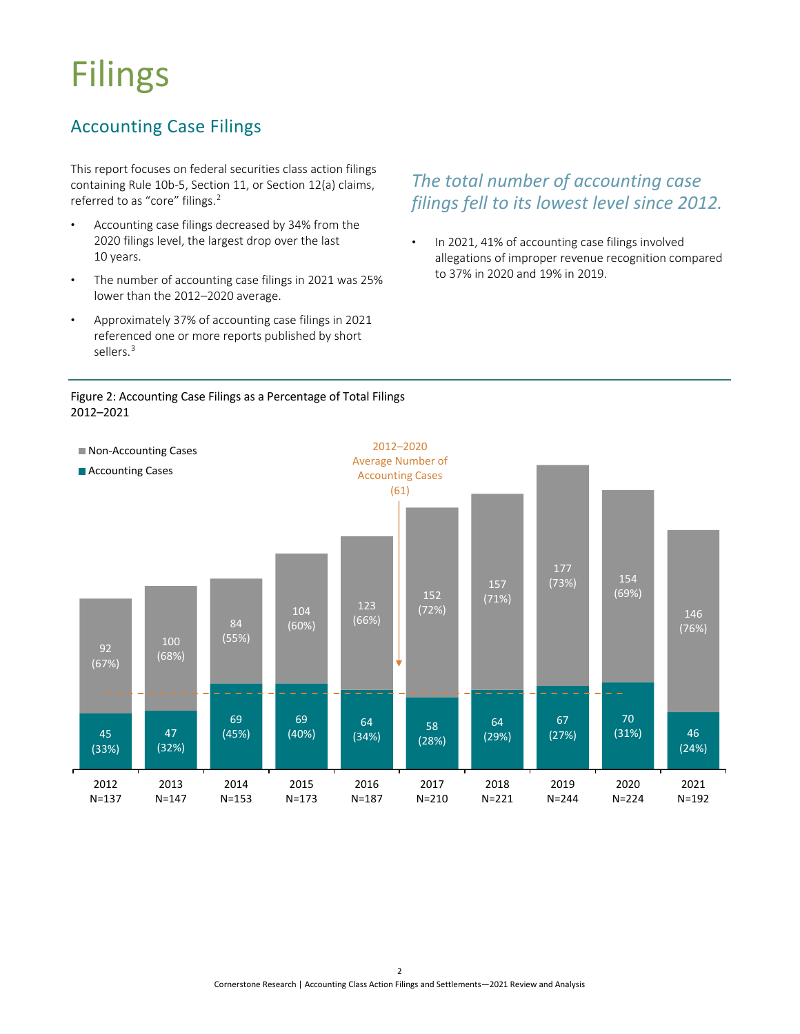# Filings

## Accounting Case Filings

This report focuses on federal securities class action filings containing Rule 10b-5, Section 11, or Section 12(a) claims, referred to as "core" filings.[2]

- Accounting case filings decreased by 34% from the 2020 filings level, the largest drop over the last 10 years.
- The number of accounting case filings in 2021 was 25% lower than the 2012–2020 average.
- Approximately 37% of accounting case filings in 2021 referenced one or more reports published by short sellers.[3]

*The total number of accounting case filings fell to its lowest level since 2012.*

- In 2021, 41% of accounting case filings involved allegations of improper revenue recognition compared to 37% in 2020 and 19% in 2019.

Figure 2: Accounting Case Filings as a Percentage of Total Filings 2012–2021

| Year | Total (N) | Accounting Cases | Non-Accounting Cases |
|---|---|---|---|
| 2012 | 137 | 45 (33%) | 92 (67%) |
| 2013 | 147 | 47 (32%) | 100 (68%) |
| 2014 | 153 | 69 (45%) | 84 (55%) |
| 2015 | 173 | 69 (40%) | 104 (60%) |
| 2016 | 187 | 64 (34%) | 123 (66%) |
| 2017 | 210 | 58 (28%) | 152 (72%) |
| 2018 | 221 | 64 (29%) | 157 (71%) |
| 2019 | 244 | 67 (27%) | 177 (73%) |
| 2020 | 224 | 70 (31%) | 154 (69%) |
| 2021 | 192 | 46 (24%) | 146 (76%) |

2012–2020 Average Number of Accounting Cases (61)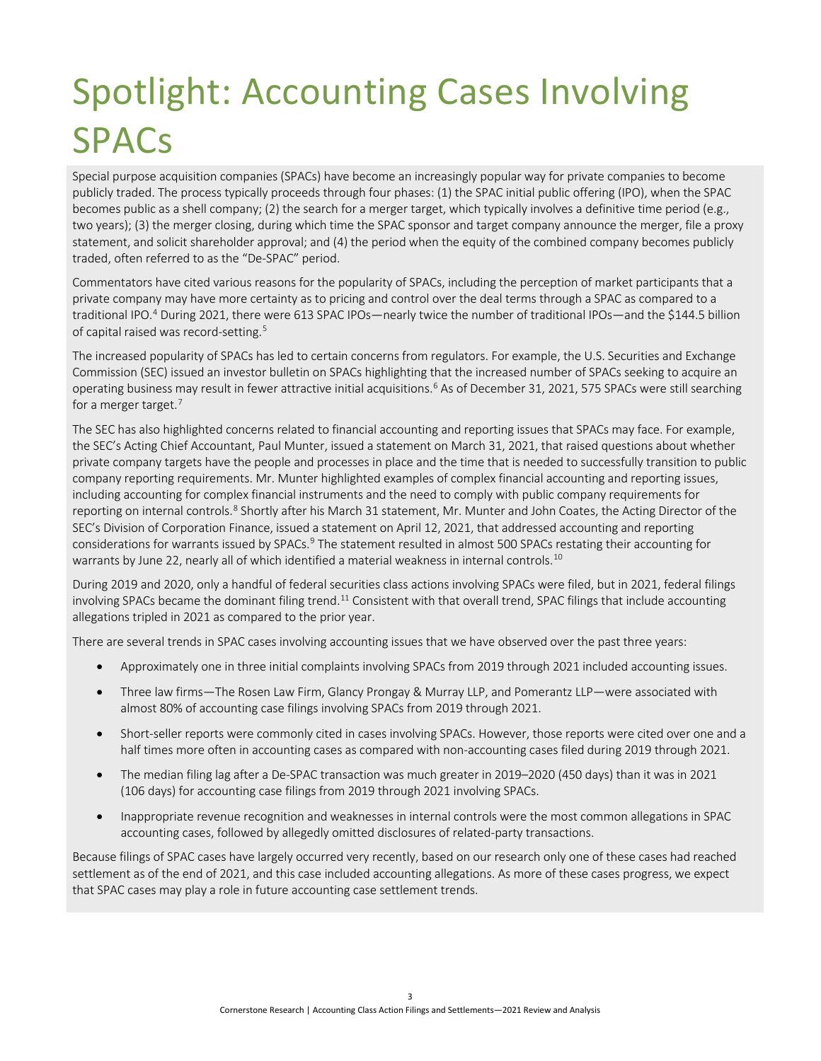# Spotlight: Accounting Cases Involving SPACs

Special purpose acquisition companies (SPACs) have become an increasingly popular way for private companies to become publicly traded. The process typically proceeds through four phases: (1) the SPAC initial public offering (IPO), when the SPAC becomes public as a shell company; (2) the search for a merger target, which typically involves a definitive time period (e.g., two years); (3) the merger closing, during which time the SPAC sponsor and target company announce the merger, file a proxy statement, and solicit shareholder approval; and (4) the period when the equity of the combined company becomes publicly traded, often referred to as the "De-SPAC" period.

Commentators have cited various reasons for the popularity of SPACs, including the perception of market participants that a private company may have more certainty as to pricing and control over the deal terms through a SPAC as compared to a traditional IPO.[4] During 2021, there were 613 SPAC IPOs—nearly twice the number of traditional IPOs—and the $144.5 billion of capital raised was record-setting.[5]

The increased popularity of SPACs has led to certain concerns from regulators. For example, the U.S. Securities and Exchange Commission (SEC) issued an investor bulletin on SPACs highlighting that the increased number of SPACs seeking to acquire an operating business may result in fewer attractive initial acquisitions.[6] As of December 31, 2021, 575 SPACs were still searching for a merger target.[7]

The SEC has also highlighted concerns related to financial accounting and reporting issues that SPACs may face. For example, the SEC's Acting Chief Accountant, Paul Munter, issued a statement on March 31, 2021, that raised questions about whether private company targets have the people and processes in place and the time that is needed to successfully transition to public company reporting requirements. Mr. Munter highlighted examples of complex financial accounting and reporting issues, including accounting for complex financial instruments and the need to comply with public company requirements for reporting on internal controls.[8] Shortly after his March 31 statement, Mr. Munter and John Coates, the Acting Director of the SEC's Division of Corporation Finance, issued a statement on April 12, 2021, that addressed accounting and reporting considerations for warrants issued by SPACs.[9] The statement resulted in almost 500 SPACs restating their accounting for warrants by June 22, nearly all of which identified a material weakness in internal controls.[10]

During 2019 and 2020, only a handful of federal securities class actions involving SPACs were filed, but in 2021, federal filings involving SPACs became the dominant filing trend.[11] Consistent with that overall trend, SPAC filings that include accounting allegations tripled in 2021 as compared to the prior year.

There are several trends in SPAC cases involving accounting issues that we have observed over the past three years:

- Approximately one in three initial complaints involving SPACs from 2019 through 2021 included accounting issues.
- Three law firms—The Rosen Law Firm, Glancy Prongay & Murray LLP, and Pomerantz LLP—were associated with almost 80% of accounting case filings involving SPACs from 2019 through 2021.
- Short-seller reports were commonly cited in cases involving SPACs. However, those reports were cited over one and a half times more often in accounting cases as compared with non-accounting cases filed during 2019 through 2021.
- The median filing lag after a De-SPAC transaction was much greater in 2019–2020 (450 days) than it was in 2021 (106 days) for accounting case filings from 2019 through 2021 involving SPACs.
- Inappropriate revenue recognition and weaknesses in internal controls were the most common allegations in SPAC accounting cases, followed by allegedly omitted disclosures of related-party transactions.

Because filings of SPAC cases have largely occurred very recently, based on our research only one of these cases had reached settlement as of the end of 2021, and this case included accounting allegations. As more of these cases progress, we expect that SPAC cases may play a role in future accounting case settlement trends.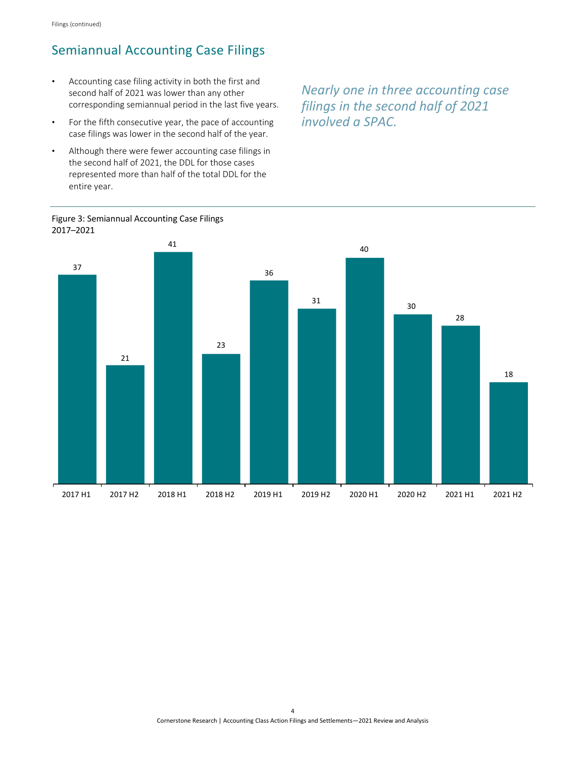## Semiannual Accounting Case Filings

- Accounting case filing activity in both the first and second half of 2021 was lower than any other corresponding semiannual period in the last five years.
- For the fifth consecutive year, the pace of accounting case filings was lower in the second half of the year.
- Although there were fewer accounting case filings in the second half of 2021, the DDL for those cases represented more than half of the total DDL for the entire year.

*Nearly one in three accounting case filings in the second half of 2021 involved a SPAC.*

Figure 3: Semiannual Accounting Case Filings
2017–2021

| Period | Filings |
|---|---|
| 2017 H1 | 37 |
| 2017 H2 | 21 |
| 2018 H1 | 41 |
| 2018 H2 | 23 |
| 2019 H1 | 36 |
| 2019 H2 | 31 |
| 2020 H1 | 40 |
| 2020 H2 | 30 |
| 2021 H1 | 28 |
| 2021 H2 | 18 |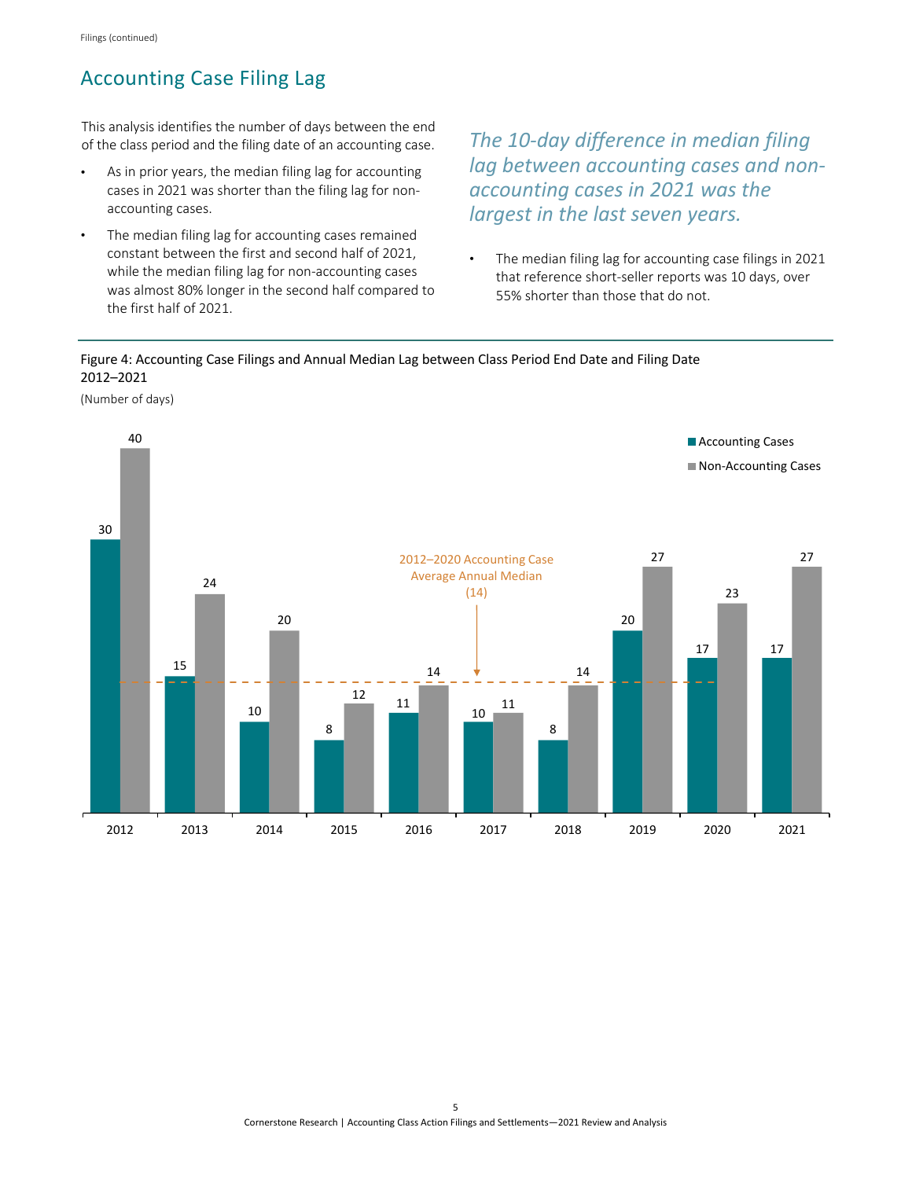## Accounting Case Filing Lag

This analysis identifies the number of days between the end of the class period and the filing date of an accounting case.

- As in prior years, the median filing lag for accounting cases in 2021 was shorter than the filing lag for non-accounting cases.
- The median filing lag for accounting cases remained constant between the first and second half of 2021, while the median filing lag for non-accounting cases was almost 80% longer in the second half compared to the first half of 2021.

*The 10-day difference in median filing lag between accounting cases and non-accounting cases in 2021 was the largest in the last seven years.*

- The median filing lag for accounting case filings in 2021 that reference short-seller reports was 10 days, over 55% shorter than those that do not.

Figure 4: Accounting Case Filings and Annual Median Lag between Class Period End Date and Filing Date 2012–2021

(Number of days)

| Year | Accounting Cases | Non-Accounting Cases |
|---|---|---|
| 2012 | 30 | 40 |
| 2013 | 15 | 24 |
| 2014 | 10 | 20 |
| 2015 | 8 | 12 |
| 2016 | 11 | 14 |
| 2017 | 10 | 11 |
| 2018 | 8 | 14 |
| 2019 | 20 | 27 |
| 2020 | 17 | 23 |
| 2021 | 17 | 27 |

2012–2020 Accounting Case Average Annual Median (14)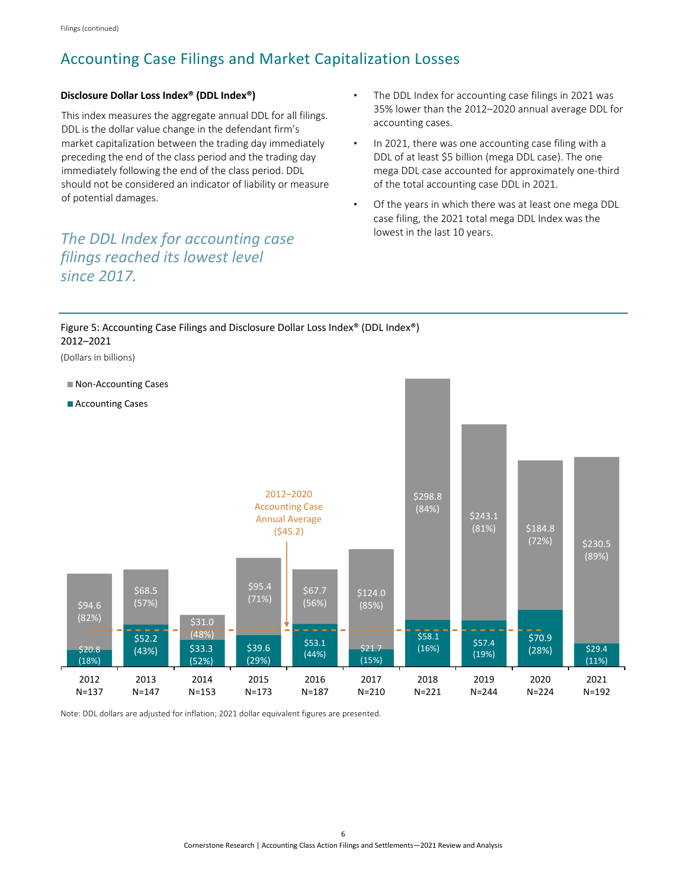## Accounting Case Filings and Market Capitalization Losses

**Disclosure Dollar Loss Index® (DDL Index®)**

This index measures the aggregate annual DDL for all filings. DDL is the dollar value change in the defendant firm's market capitalization between the trading day immediately preceding the end of the class period and the trading day immediately following the end of the class period. DDL should not be considered an indicator of liability or measure of potential damages.

*The DDL Index for accounting case filings reached its lowest level since 2017.*

- The DDL Index for accounting case filings in 2021 was 35% lower than the 2012–2020 annual average DDL for accounting cases.
- In 2021, there was one accounting case filing with a DDL of at least $5 billion (mega DDL case). The one mega DDL case accounted for approximately one-third of the total accounting case DDL in 2021.
- Of the years in which there was at least one mega DDL case filing, the 2021 total mega DDL Index was the lowest in the last 10 years.

Figure 5: Accounting Case Filings and Disclosure Dollar Loss Index® (DDL Index®) 2012–2021

(Dollars in billions)

| Year | N | Accounting Cases | Non-Accounting Cases |
|---|---|---|---|
| 2012 | 137 | $20.8 (18%) | $94.6 (82%) |
| 2013 | 147 | $52.2 (43%) | $68.5 (57%) |
| 2014 | 153 | $33.3 (52%) | $31.0 (48%) |
| 2015 | 173 | $39.6 (29%) | $95.4 (71%) |
| 2016 | 187 | $53.1 (44%) | $67.7 (56%) |
| 2017 | 210 | $21.7 (15%) | $124.0 (85%) |
| 2018 | 221 | $58.1 (16%) | $298.8 (84%) |
| 2019 | 244 | $57.4 (19%) | $243.1 (81%) |
| 2020 | 224 | $70.9 (28%) | $184.8 (72%) |
| 2021 | 192 | $29.4 (11%) | $230.5 (89%) |

2012–2020 Accounting Case Annual Average ($45.2)

Note: DDL dollars are adjusted for inflation; 2021 dollar equivalent figures are presented.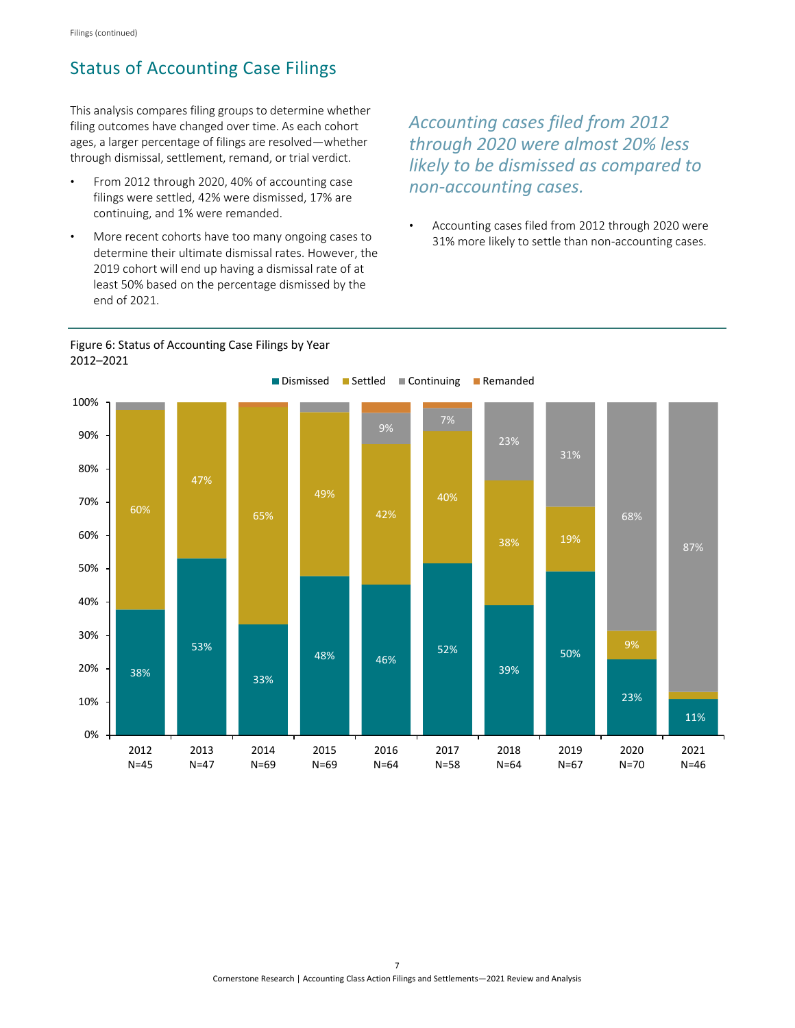## Status of Accounting Case Filings

This analysis compares filing groups to determine whether filing outcomes have changed over time. As each cohort ages, a larger percentage of filings are resolved—whether through dismissal, settlement, remand, or trial verdict.

- From 2012 through 2020, 40% of accounting case filings were settled, 42% were dismissed, 17% are continuing, and 1% were remanded.
- More recent cohorts have too many ongoing cases to determine their ultimate dismissal rates. However, the 2019 cohort will end up having a dismissal rate of at least 50% based on the percentage dismissed by the end of 2021.

*Accounting cases filed from 2012 through 2020 were almost 20% less likely to be dismissed as compared to non-accounting cases.*

- Accounting cases filed from 2012 through 2020 were 31% more likely to settle than non-accounting cases.

Figure 6: Status of Accounting Case Filings by Year 2012–2021

| Year | Dismissed | Settled | Continuing | Remanded |
|---|---|---|---|---|
| 2012 (N=45) | 38% | 60% | | |
| 2013 (N=47) | 53% | 47% | | |
| 2014 (N=69) | 33% | 65% | | |
| 2015 (N=69) | 48% | 49% | | |
| 2016 (N=64) | 46% | 42% | 9% | |
| 2017 (N=58) | 52% | 40% | 7% | |
| 2018 (N=64) | 39% | 38% | 23% | |
| 2019 (N=67) | 50% | 19% | 31% | |
| 2020 (N=70) | 23% | 9% | 68% | |
| 2021 (N=46) | 11% | | 87% | |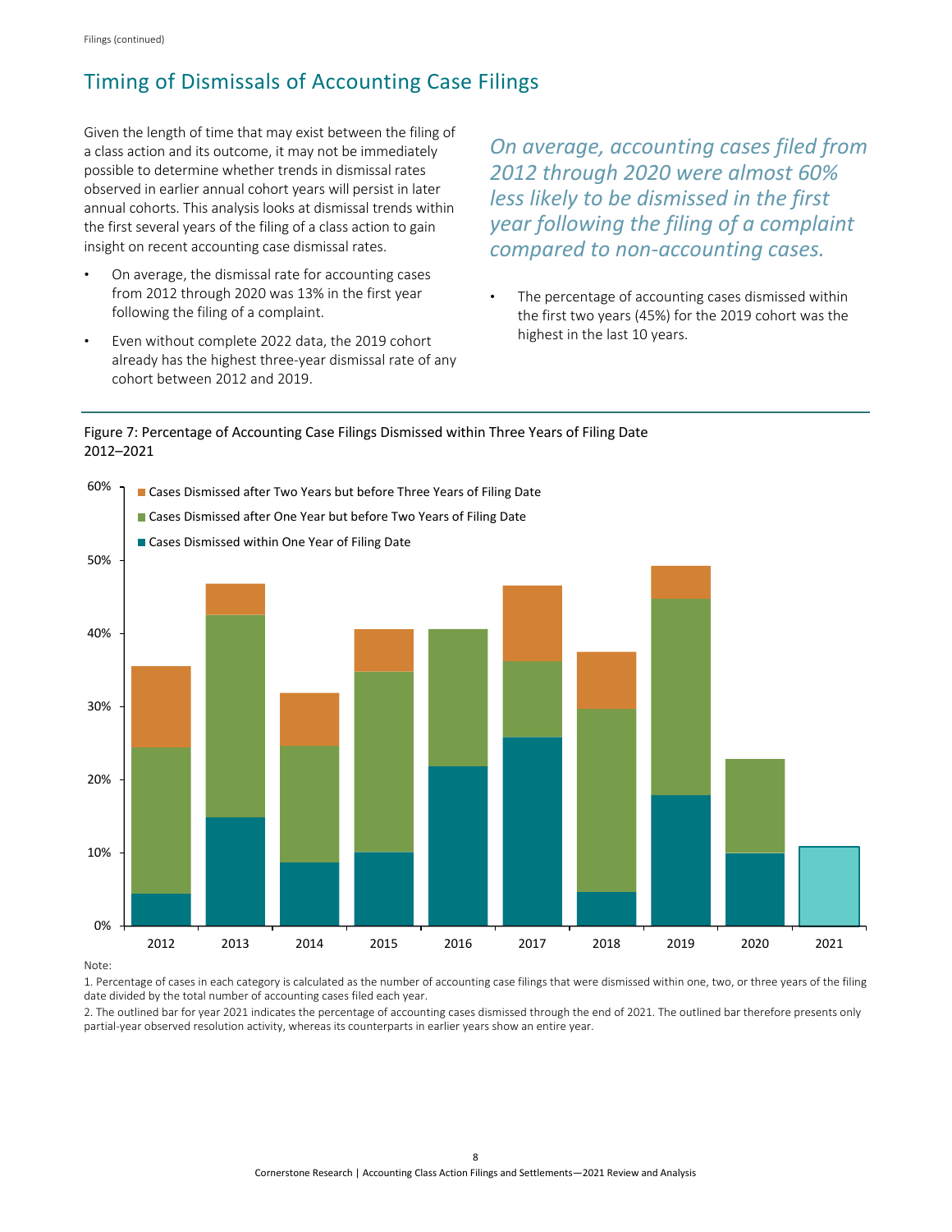## Timing of Dismissals of Accounting Case Filings

Given the length of time that may exist between the filing of a class action and its outcome, it may not be immediately possible to determine whether trends in dismissal rates observed in earlier annual cohort years will persist in later annual cohorts. This analysis looks at dismissal trends within the first several years of the filing of a class action to gain insight on recent accounting case dismissal rates.

- On average, the dismissal rate for accounting cases from 2012 through 2020 was 13% in the first year following the filing of a complaint.
- Even without complete 2022 data, the 2019 cohort already has the highest three-year dismissal rate of any cohort between 2012 and 2019.

*On average, accounting cases filed from 2012 through 2020 were almost 60% less likely to be dismissed in the first year following the filing of a complaint compared to non-accounting cases.*

- The percentage of accounting cases dismissed within the first two years (45%) for the 2019 cohort was the highest in the last 10 years.

Figure 7: Percentage of Accounting Case Filings Dismissed within Three Years of Filing Date
2012–2021

Legend: Cases Dismissed after Two Years but before Three Years of Filing Date; Cases Dismissed after One Year but before Two Years of Filing Date; Cases Dismissed within One Year of Filing Date

Note:

1. Percentage of cases in each category is calculated as the number of accounting case filings that were dismissed within one, two, or three years of the filing date divided by the total number of accounting cases filed each year.

2. The outlined bar for year 2021 indicates the percentage of accounting cases dismissed through the end of 2021. The outlined bar therefore presents only partial-year observed resolution activity, whereas its counterparts in earlier years show an entire year.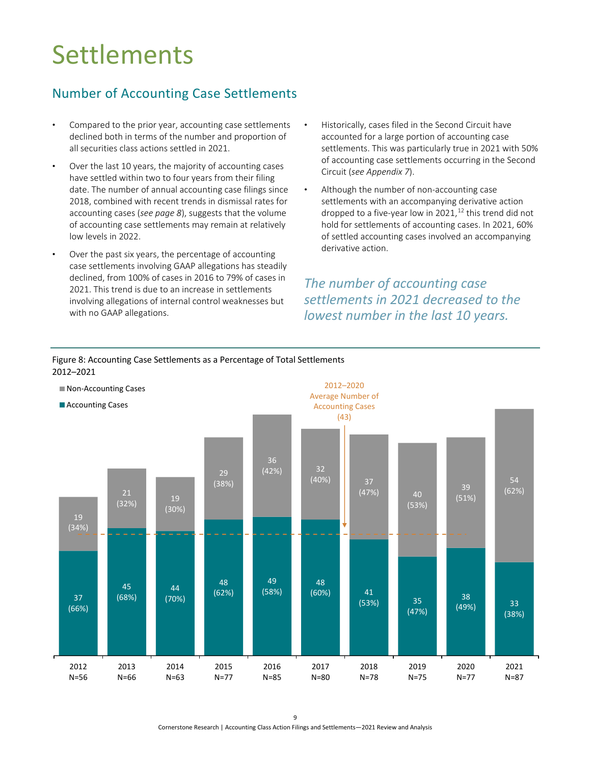# Settlements

## Number of Accounting Case Settlements

- Compared to the prior year, accounting case settlements declined both in terms of the number and proportion of all securities class actions settled in 2021.
- Over the last 10 years, the majority of accounting cases have settled within two to four years from their filing date. The number of annual accounting case filings since 2018, combined with recent trends in dismissal rates for accounting cases (*see page 8*), suggests that the volume of accounting case settlements may remain at relatively low levels in 2022.
- Over the past six years, the percentage of accounting case settlements involving GAAP allegations has steadily declined, from 100% of cases in 2016 to 79% of cases in 2021. This trend is due to an increase in settlements involving allegations of internal control weaknesses but with no GAAP allegations.
- Historically, cases filed in the Second Circuit have accounted for a large portion of accounting case settlements. This was particularly true in 2021 with 50% of accounting case settlements occurring in the Second Circuit (*see Appendix 7*).
- Although the number of non-accounting case settlements with an accompanying derivative action dropped to a five-year low in 2021,[12] this trend did not hold for settlements of accounting cases. In 2021, 60% of settled accounting cases involved an accompanying derivative action.

*The number of accounting case settlements in 2021 decreased to the lowest number in the last 10 years.*

Figure 8: Accounting Case Settlements as a Percentage of Total Settlements 2012–2021

| Year | N | Accounting Cases | Non-Accounting Cases |
|---|---|---|---|
| 2012 | 56 | 37 (66%) | 19 (34%) |
| 2013 | 66 | 45 (68%) | 21 (32%) |
| 2014 | 63 | 44 (70%) | 19 (30%) |
| 2015 | 77 | 48 (62%) | 29 (38%) |
| 2016 | 85 | 49 (58%) | 36 (42%) |
| 2017 | 80 | 48 (60%) | 32 (40%) |
| 2018 | 78 | 41 (53%) | 37 (47%) |
| 2019 | 75 | 35 (47%) | 40 (53%) |
| 2020 | 77 | 38 (49%) | 39 (51%) |
| 2021 | 87 | 33 (38%) | 54 (62%) |

2012–2020 Average Number of Accounting Cases (43)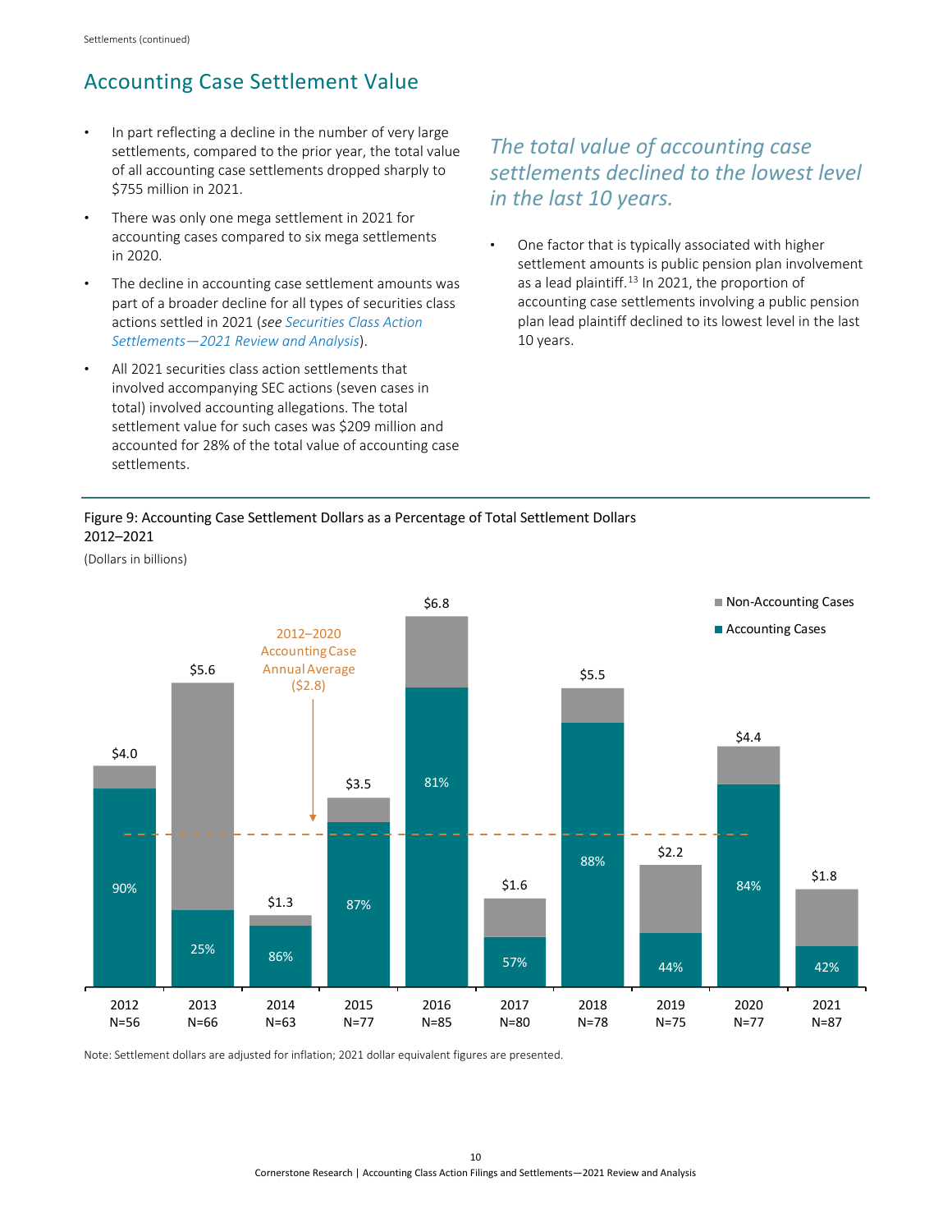## Accounting Case Settlement Value

- In part reflecting a decline in the number of very large settlements, compared to the prior year, the total value of all accounting case settlements dropped sharply to $755 million in 2021.
- There was only one mega settlement in 2021 for accounting cases compared to six mega settlements in 2020.
- The decline in accounting case settlement amounts was part of a broader decline for all types of securities class actions settled in 2021 (*see Securities Class Action Settlements—2021 Review and Analysis*).
- All 2021 securities class action settlements that involved accompanying SEC actions (seven cases in total) involved accounting allegations. The total settlement value for such cases was $209 million and accounted for 28% of the total value of accounting case settlements.

*The total value of accounting case settlements declined to the lowest level in the last 10 years.*

- One factor that is typically associated with higher settlement amounts is public pension plan involvement as a lead plaintiff.[13] In 2021, the proportion of accounting case settlements involving a public pension plan lead plaintiff declined to its lowest level in the last 10 years.

Figure 9: Accounting Case Settlement Dollars as a Percentage of Total Settlement Dollars 2012–2021

(Dollars in billions)

| Year | N | Total Settlement Dollars | Accounting Cases (% of total) |
|---|---|---|---|
| 2012 | 56 | $4.0 | 90% |
| 2013 | 66 | $5.6 | 25% |
| 2014 | 63 | $1.3 | 86% |
| 2015 | 77 | $3.5 | 87% |
| 2016 | 85 | $6.8 | 81% |
| 2017 | 80 | $1.6 | 57% |
| 2018 | 78 | $5.5 | 88% |
| 2019 | 75 | $2.2 | 44% |
| 2020 | 77 | $4.4 | 84% |
| 2021 | 87 | $1.8 | 42% |

2012–2020 Accounting Case Annual Average ($2.8)

Legend: Non-Accounting Cases; Accounting Cases

Note: Settlement dollars are adjusted for inflation; 2021 dollar equivalent figures are presented.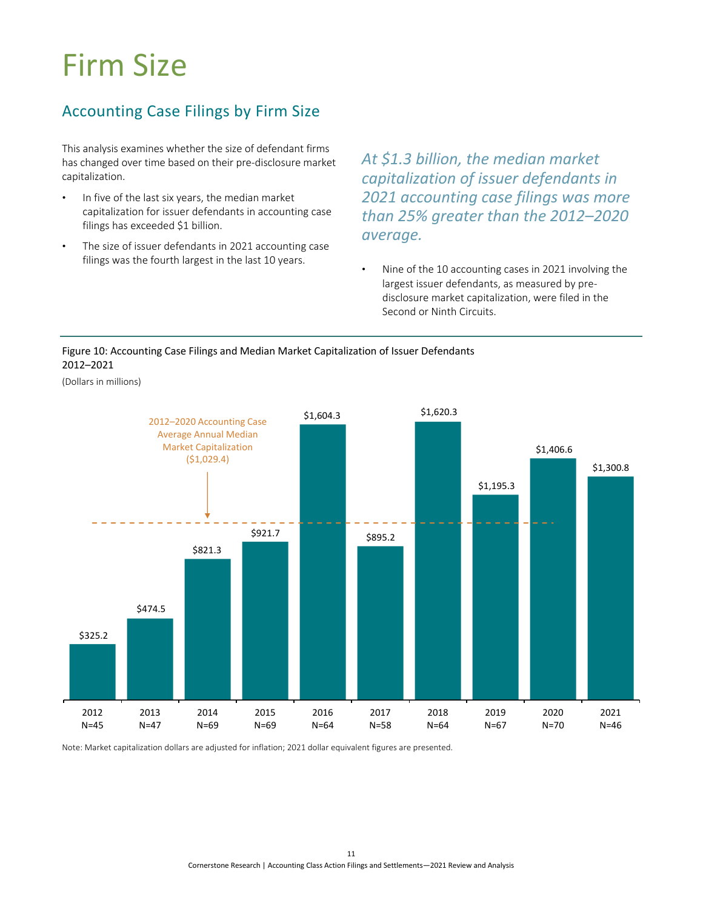# Firm Size

## Accounting Case Filings by Firm Size

This analysis examines whether the size of defendant firms has changed over time based on their pre-disclosure market capitalization.

- In five of the last six years, the median market capitalization for issuer defendants in accounting case filings has exceeded $1 billion.
- The size of issuer defendants in 2021 accounting case filings was the fourth largest in the last 10 years.

*At $1.3 billion, the median market capitalization of issuer defendants in 2021 accounting case filings was more than 25% greater than the 2012–2020 average.*

- Nine of the 10 accounting cases in 2021 involving the largest issuer defendants, as measured by pre-disclosure market capitalization, were filed in the Second or Ninth Circuits.

Figure 10: Accounting Case Filings and Median Market Capitalization of Issuer Defendants 2012–2021

(Dollars in millions)

| Year | N | Median Market Capitalization |
|---|---|---|
| 2012 | 45 | $325.2 |
| 2013 | 47 | $474.5 |
| 2014 | 69 | $821.3 |
| 2015 | 69 | $921.7 |
| 2016 | 64 | $1,604.3 |
| 2017 | 58 | $895.2 |
| 2018 | 64 | $1,620.3 |
| 2019 | 67 | $1,195.3 |
| 2020 | 70 | $1,406.6 |
| 2021 | 46 | $1,300.8 |

2012–2020 Accounting Case Average Annual Median Market Capitalization ($1,029.4)

Note: Market capitalization dollars are adjusted for inflation; 2021 dollar equivalent figures are presented.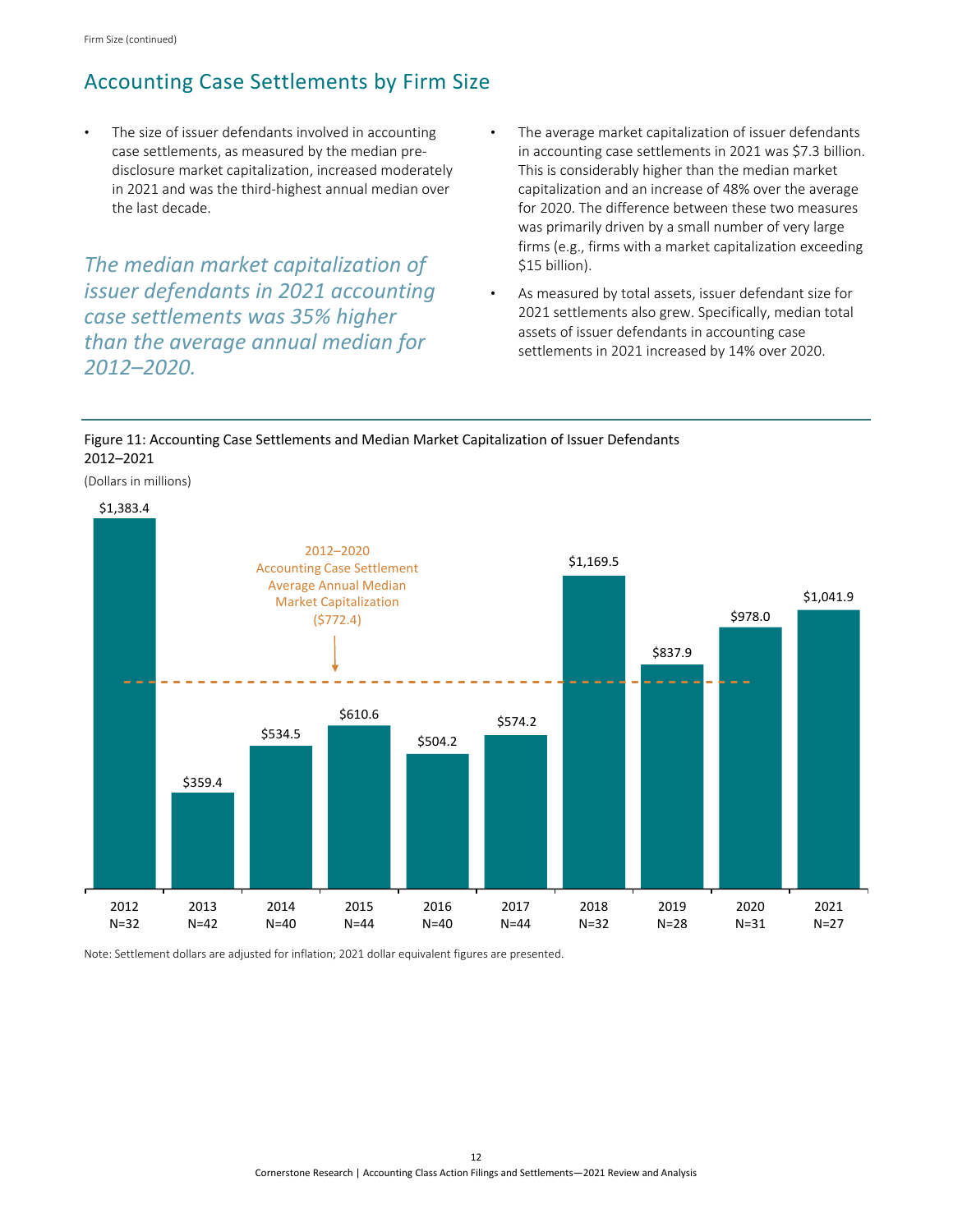## Accounting Case Settlements by Firm Size

- The size of issuer defendants involved in accounting case settlements, as measured by the median pre-disclosure market capitalization, increased moderately in 2021 and was the third-highest annual median over the last decade.

*The median market capitalization of issuer defendants in 2021 accounting case settlements was 35% higher than the average annual median for 2012–2020.*

- The average market capitalization of issuer defendants in accounting case settlements in 2021 was $7.3 billion. This is considerably higher than the median market capitalization and an increase of 48% over the average for 2020. The difference between these two measures was primarily driven by a small number of very large firms (e.g., firms with a market capitalization exceeding $15 billion).
- As measured by total assets, issuer defendant size for 2021 settlements also grew. Specifically, median total assets of issuer defendants in accounting case settlements in 2021 increased by 14% over 2020.

Figure 11: Accounting Case Settlements and Median Market Capitalization of Issuer Defendants 2012–2021

(Dollars in millions)

| Year | N | Median Market Capitalization |
|---|---|---|
| 2012 | 32 | $1,383.4 |
| 2013 | 42 | $359.4 |
| 2014 | 40 | $534.5 |
| 2015 | 44 | $610.6 |
| 2016 | 40 | $504.2 |
| 2017 | 44 | $574.2 |
| 2018 | 32 | $1,169.5 |
| 2019 | 28 | $837.9 |
| 2020 | 31 | $978.0 |
| 2021 | 27 | $1,041.9 |

2012–2020 Accounting Case Settlement Average Annual Median Market Capitalization ($772.4)

Note: Settlement dollars are adjusted for inflation; 2021 dollar equivalent figures are presented.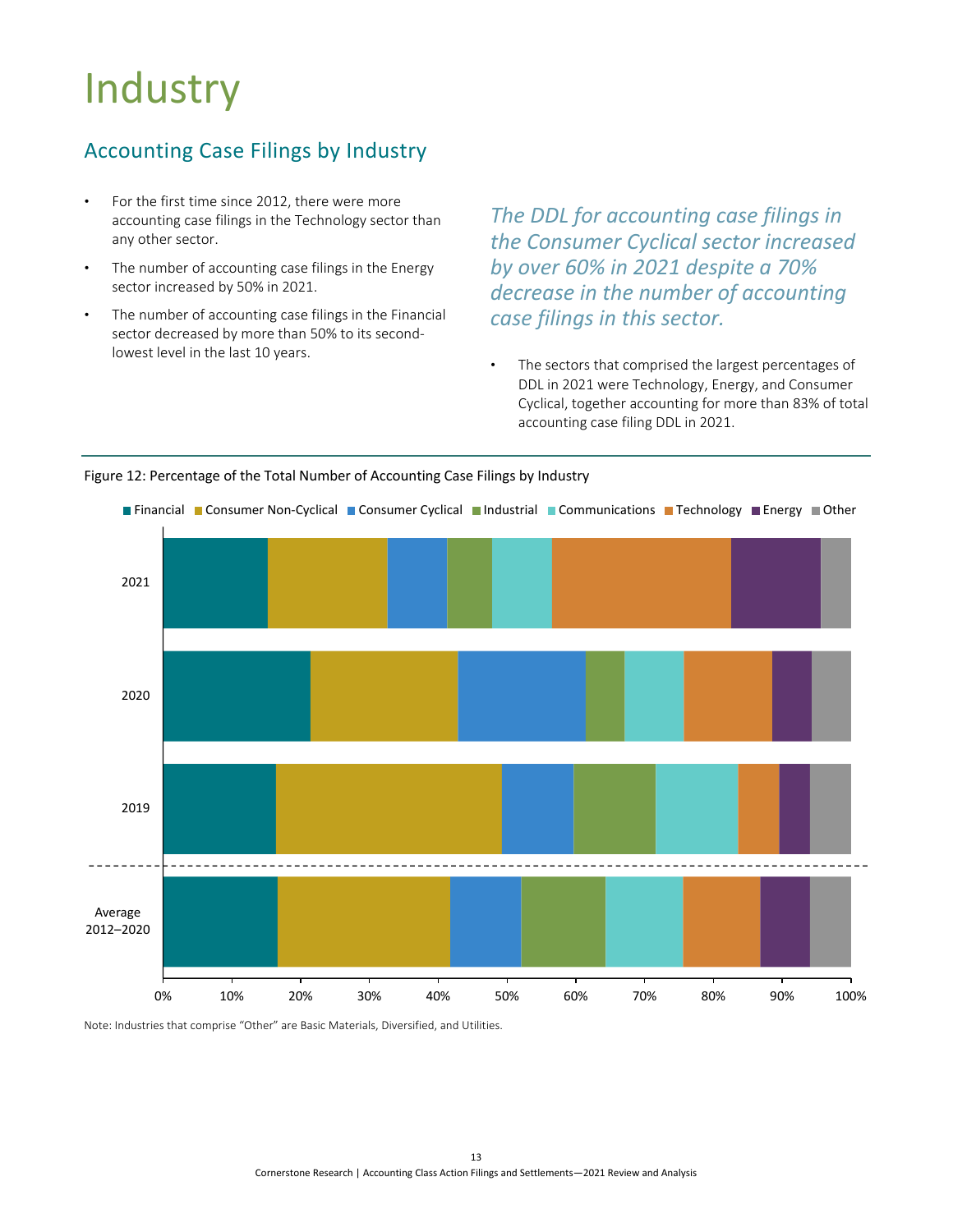# Industry

## Accounting Case Filings by Industry

- For the first time since 2012, there were more accounting case filings in the Technology sector than any other sector.
- The number of accounting case filings in the Energy sector increased by 50% in 2021.
- The number of accounting case filings in the Financial sector decreased by more than 50% to its second-lowest level in the last 10 years.

*The DDL for accounting case filings in the Consumer Cyclical sector increased by over 60% in 2021 despite a 70% decrease in the number of accounting case filings in this sector.*

- The sectors that comprised the largest percentages of DDL in 2021 were Technology, Energy, and Consumer Cyclical, together accounting for more than 83% of total accounting case filing DDL in 2021.

Figure 12: Percentage of the Total Number of Accounting Case Filings by Industry

Legend: Financial, Consumer Non-Cyclical, Consumer Cyclical, Industrial, Communications, Technology, Energy, Other

Rows: 2021, 2020, 2019, Average 2012–2020

X-axis: 0%, 10%, 20%, 30%, 40%, 50%, 60%, 70%, 80%, 90%, 100%

Note: Industries that comprise "Other" are Basic Materials, Diversified, and Utilities.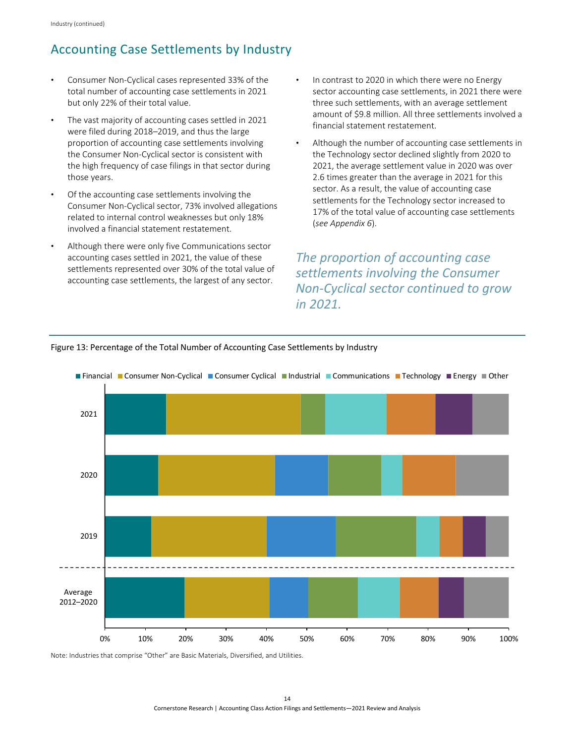## Accounting Case Settlements by Industry

- Consumer Non-Cyclical cases represented 33% of the total number of accounting case settlements in 2021 but only 22% of their total value.
- The vast majority of accounting cases settled in 2021 were filed during 2018–2019, and thus the large proportion of accounting case settlements involving the Consumer Non-Cyclical sector is consistent with the high frequency of case filings in that sector during those years.
- Of the accounting case settlements involving the Consumer Non-Cyclical sector, 73% involved allegations related to internal control weaknesses but only 18% involved a financial statement restatement.
- Although there were only five Communications sector accounting cases settled in 2021, the value of these settlements represented over 30% of the total value of accounting case settlements, the largest of any sector.
- In contrast to 2020 in which there were no Energy sector accounting case settlements, in 2021 there were three such settlements, with an average settlement amount of $9.8 million. All three settlements involved a financial statement restatement.
- Although the number of accounting case settlements in the Technology sector declined slightly from 2020 to 2021, the average settlement value in 2020 was over 2.6 times greater than the average in 2021 for this sector. As a result, the value of accounting case settlements for the Technology sector increased to 17% of the total value of accounting case settlements (*see Appendix 6*).

*The proportion of accounting case settlements involving the Consumer Non-Cyclical sector continued to grow in 2021.*

Figure 13: Percentage of the Total Number of Accounting Case Settlements by Industry

Note: Industries that comprise "Other" are Basic Materials, Diversified, and Utilities.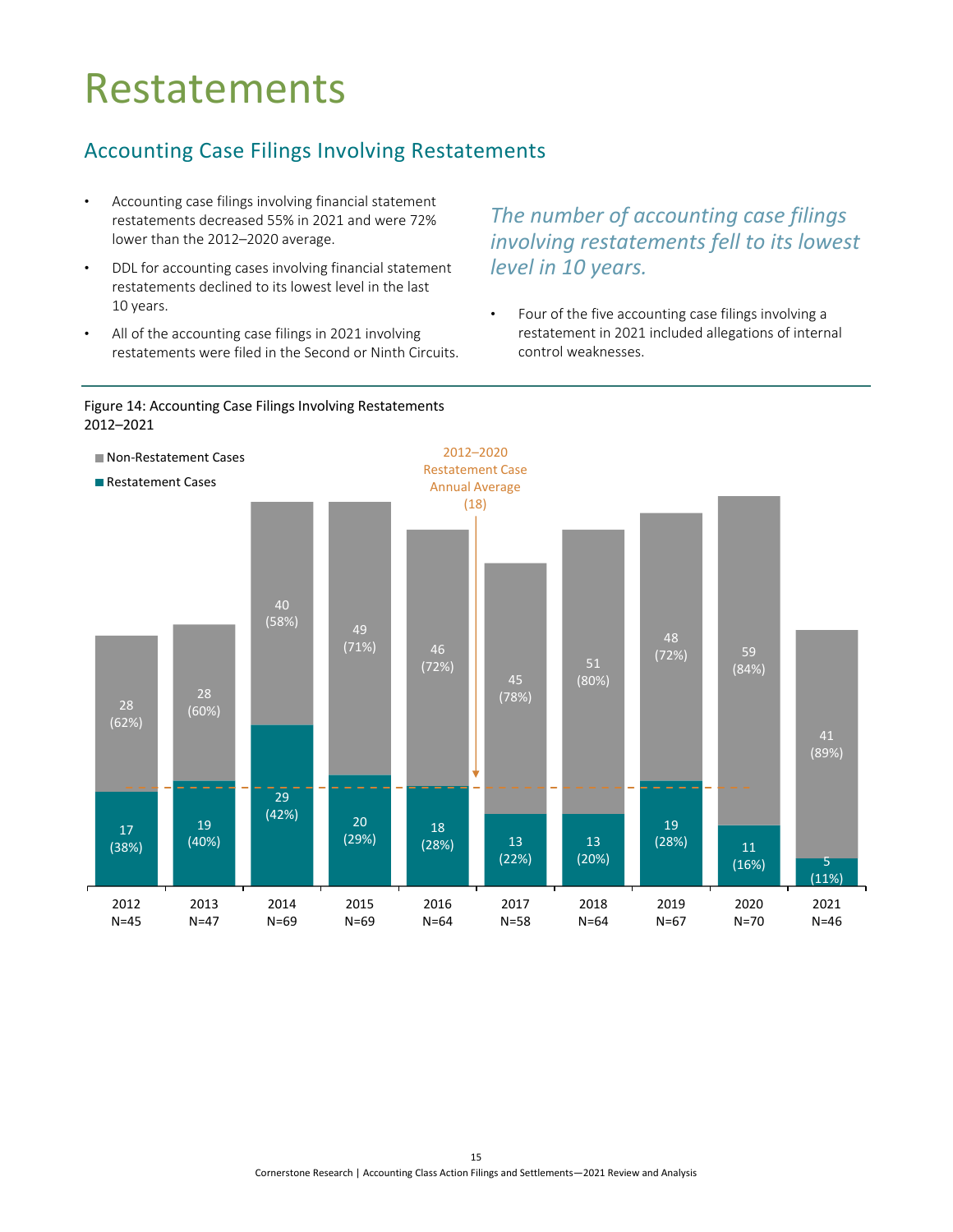# Restatements

## Accounting Case Filings Involving Restatements

- Accounting case filings involving financial statement restatements decreased 55% in 2021 and were 72% lower than the 2012–2020 average.
- DDL for accounting cases involving financial statement restatements declined to its lowest level in the last 10 years.
- All of the accounting case filings in 2021 involving restatements were filed in the Second or Ninth Circuits.

*The number of accounting case filings involving restatements fell to its lowest level in 10 years.*

- Four of the five accounting case filings involving a restatement in 2021 included allegations of internal control weaknesses.

Figure 14: Accounting Case Filings Involving Restatements 2012–2021

| Year | N | Restatement Cases | Non-Restatement Cases |
|---|---|---|---|
| 2012 | N=45 | 17 (38%) | 28 (62%) |
| 2013 | N=47 | 19 (40%) | 28 (60%) |
| 2014 | N=69 | 29 (42%) | 40 (58%) |
| 2015 | N=69 | 20 (29%) | 49 (71%) |
| 2016 | N=64 | 18 (28%) | 46 (72%) |
| 2017 | N=58 | 13 (22%) | 45 (78%) |
| 2018 | N=64 | 13 (20%) | 51 (80%) |
| 2019 | N=67 | 19 (28%) | 48 (72%) |
| 2020 | N=70 | 11 (16%) | 59 (84%) |
| 2021 | N=46 | 5 (11%) | 41 (89%) |

2012–2020 Restatement Case Annual Average (18)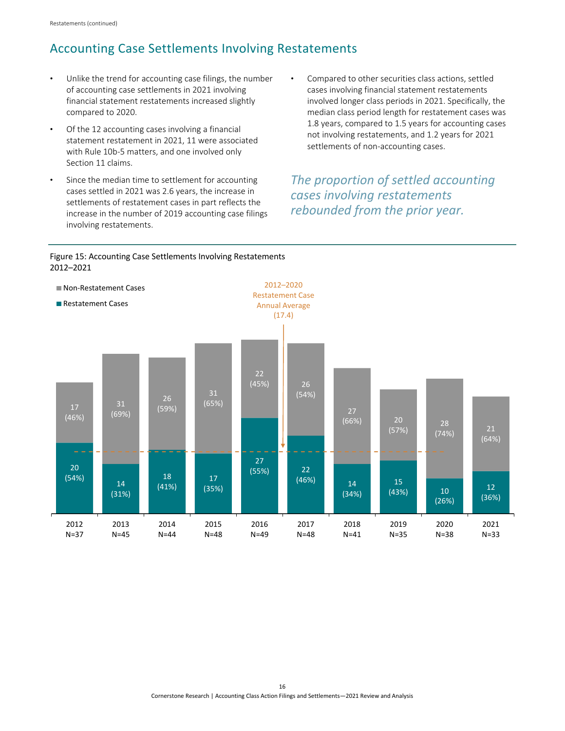## Accounting Case Settlements Involving Restatements

- Unlike the trend for accounting case filings, the number of accounting case settlements in 2021 involving financial statement restatements increased slightly compared to 2020.
- Of the 12 accounting cases involving a financial statement restatement in 2021, 11 were associated with Rule 10b-5 matters, and one involved only Section 11 claims.
- Since the median time to settlement for accounting cases settled in 2021 was 2.6 years, the increase in settlements of restatement cases in part reflects the increase in the number of 2019 accounting case filings involving restatements.
- Compared to other securities class actions, settled cases involving financial statement restatements involved longer class periods in 2021. Specifically, the median class period length for restatement cases was 1.8 years, compared to 1.5 years for accounting cases not involving restatements, and 1.2 years for 2021 settlements of non-accounting cases.

*The proportion of settled accounting cases involving restatements rebounded from the prior year.*

Figure 15: Accounting Case Settlements Involving Restatements
2012–2021

| Year | Restatement Cases | Non-Restatement Cases |
|---|---|---|
| 2012 (N=37) | 20 (54%) | 17 (46%) |
| 2013 (N=45) | 14 (31%) | 31 (69%) |
| 2014 (N=44) | 18 (41%) | 26 (59%) |
| 2015 (N=48) | 17 (35%) | 31 (65%) |
| 2016 (N=49) | 27 (55%) | 22 (45%) |
| 2017 (N=48) | 22 (46%) | 26 (54%) |
| 2018 (N=41) | 14 (34%) | 27 (66%) |
| 2019 (N=35) | 15 (43%) | 20 (57%) |
| 2020 (N=38) | 10 (26%) | 28 (74%) |
| 2021 (N=33) | 12 (36%) | 21 (64%) |

2012–2020 Restatement Case Annual Average (17.4)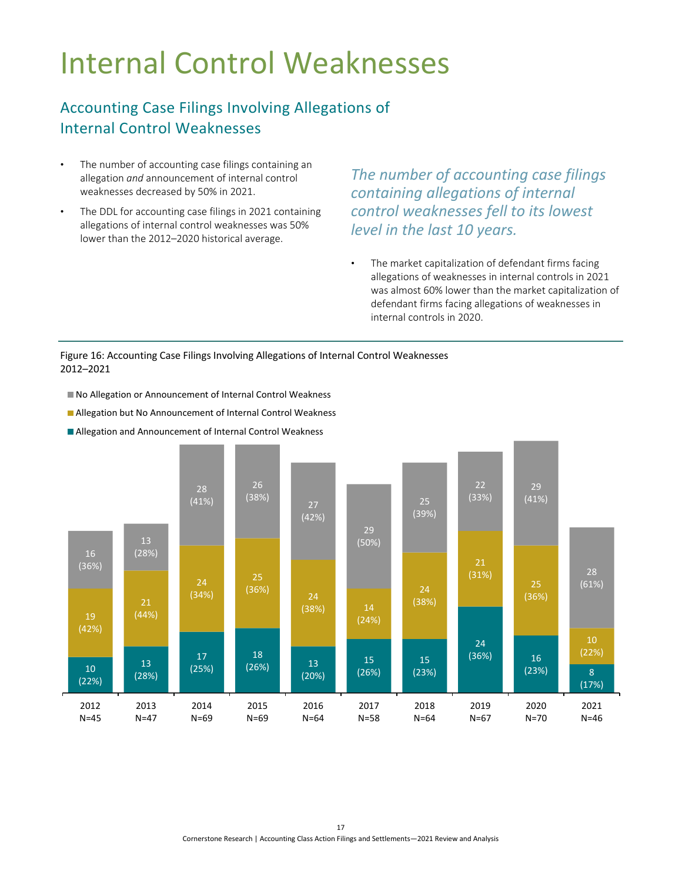# Internal Control Weaknesses

## Accounting Case Filings Involving Allegations of Internal Control Weaknesses

- The number of accounting case filings containing an allegation *and* announcement of internal control weaknesses decreased by 50% in 2021.
- The DDL for accounting case filings in 2021 containing allegations of internal control weaknesses was 50% lower than the 2012–2020 historical average.

*The number of accounting case filings containing allegations of internal control weaknesses fell to its lowest level in the last 10 years.*

- The market capitalization of defendant firms facing allegations of weaknesses in internal controls in 2021 was almost 60% lower than the market capitalization of defendant firms facing allegations of weaknesses in internal controls in 2020.

Figure 16: Accounting Case Filings Involving Allegations of Internal Control Weaknesses 2012–2021

| Year | Allegation and Announcement of Internal Control Weakness | Allegation but No Announcement of Internal Control Weakness | No Allegation or Announcement of Internal Control Weakness |
|---|---|---|---|
| 2012 (N=45) | 10 (22%) | 19 (42%) | 16 (36%) |
| 2013 (N=47) | 13 (28%) | 21 (44%) | 13 (28%) |
| 2014 (N=69) | 17 (25%) | 24 (34%) | 28 (41%) |
| 2015 (N=69) | 18 (26%) | 25 (36%) | 26 (38%) |
| 2016 (N=64) | 13 (20%) | 24 (38%) | 27 (42%) |
| 2017 (N=58) | 15 (26%) | 14 (24%) | 29 (50%) |
| 2018 (N=64) | 15 (23%) | 24 (38%) | 25 (39%) |
| 2019 (N=67) | 24 (36%) | 21 (31%) | 22 (33%) |
| 2020 (N=70) | 16 (23%) | 25 (36%) | 29 (41%) |
| 2021 (N=46) | 8 (17%) | 10 (22%) | 28 (61%) |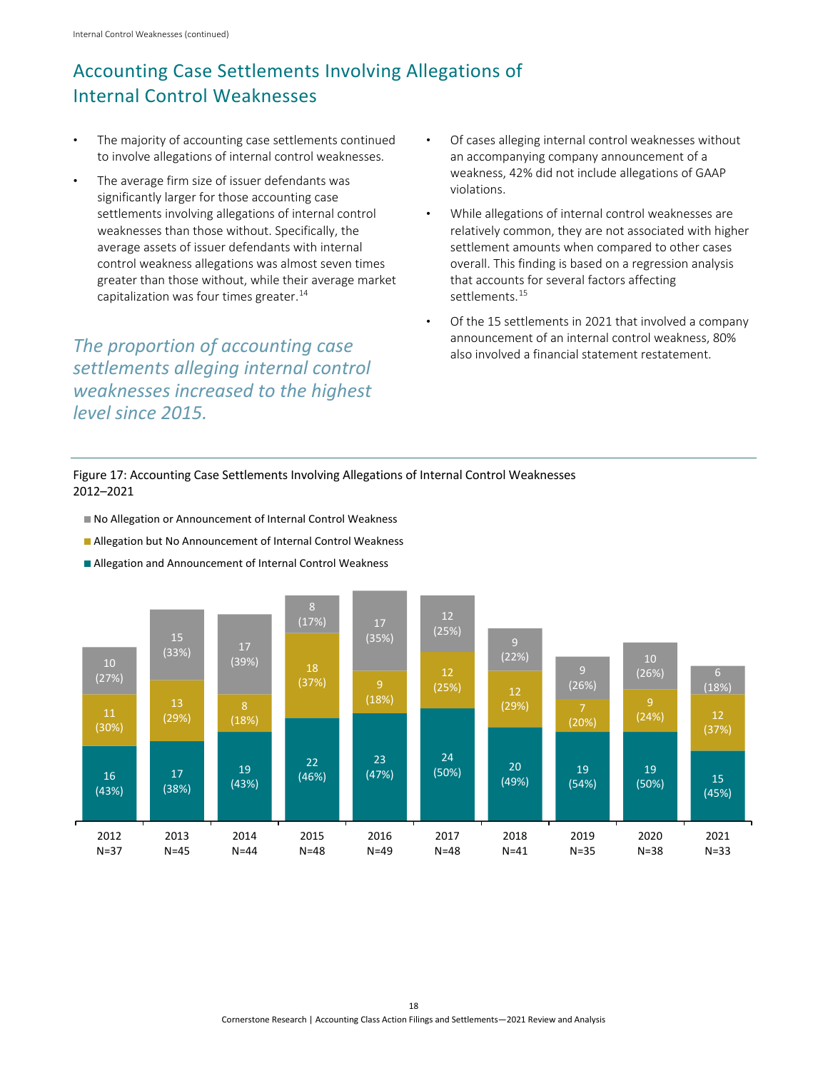## Accounting Case Settlements Involving Allegations of Internal Control Weaknesses

- The majority of accounting case settlements continued to involve allegations of internal control weaknesses.
- The average firm size of issuer defendants was significantly larger for those accounting case settlements involving allegations of internal control weaknesses than those without. Specifically, the average assets of issuer defendants with internal control weakness allegations was almost seven times greater than those without, while their average market capitalization was four times greater.[14]

*The proportion of accounting case settlements alleging internal control weaknesses increased to the highest level since 2015.*

- Of cases alleging internal control weaknesses without an accompanying company announcement of a weakness, 42% did not include allegations of GAAP violations.
- While allegations of internal control weaknesses are relatively common, they are not associated with higher settlement amounts when compared to other cases overall. This finding is based on a regression analysis that accounts for several factors affecting settlements.[15]
- Of the 15 settlements in 2021 that involved a company announcement of an internal control weakness, 80% also involved a financial statement restatement.

Figure 17: Accounting Case Settlements Involving Allegations of Internal Control Weaknesses 2012–2021

| Year | Allegation and Announcement of Internal Control Weakness | Allegation but No Announcement of Internal Control Weakness | No Allegation or Announcement of Internal Control Weakness |
|---|---|---|---|
| 2012 (N=37) | 16 (43%) | 11 (30%) | 10 (27%) |
| 2013 (N=45) | 17 (38%) | 13 (29%) | 15 (33%) |
| 2014 (N=44) | 19 (43%) | 8 (18%) | 17 (39%) |
| 2015 (N=48) | 22 (46%) | 18 (37%) | 8 (17%) |
| 2016 (N=49) | 23 (47%) | 9 (18%) | 17 (35%) |
| 2017 (N=48) | 24 (50%) | 12 (25%) | 12 (25%) |
| 2018 (N=41) | 20 (49%) | 12 (29%) | 9 (22%) |
| 2019 (N=35) | 19 (54%) | 7 (20%) | 9 (26%) |
| 2020 (N=38) | 19 (50%) | 9 (24%) | 10 (26%) |
| 2021 (N=33) | 15 (45%) | 12 (37%) | 6 (18%) |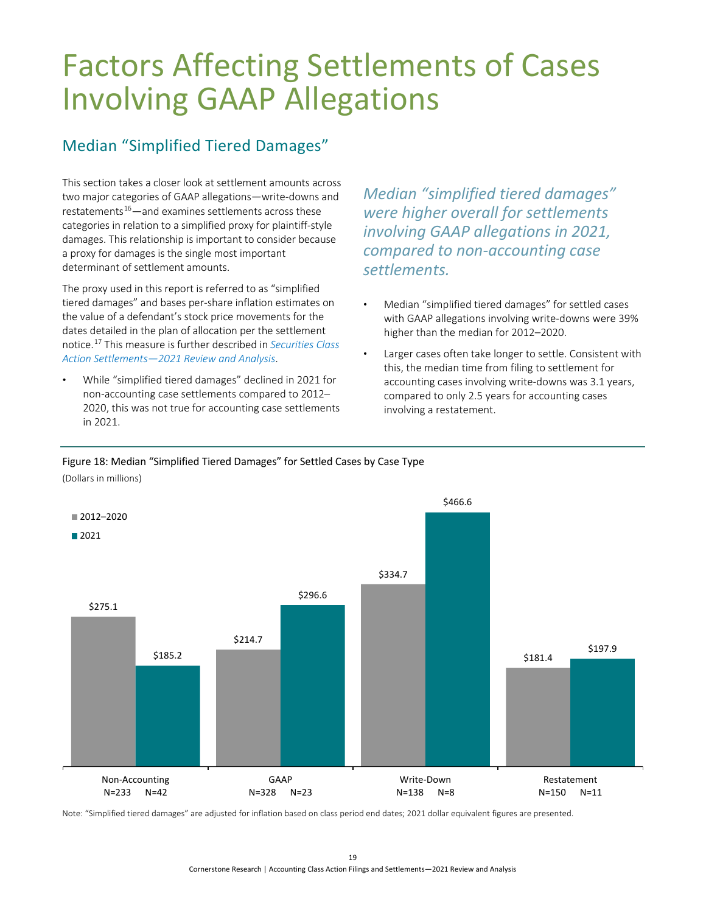# Factors Affecting Settlements of Cases Involving GAAP Allegations

## Median "Simplified Tiered Damages"

This section takes a closer look at settlement amounts across two major categories of GAAP allegations—write-downs and restatements[16]—and examines settlements across these categories in relation to a simplified proxy for plaintiff-style damages. This relationship is important to consider because a proxy for damages is the single most important determinant of settlement amounts.

The proxy used in this report is referred to as "simplified tiered damages" and bases per-share inflation estimates on the value of a defendant's stock price movements for the dates detailed in the plan of allocation per the settlement notice.[17] This measure is further described in *Securities Class Action Settlements—2021 Review and Analysis*.

- While "simplified tiered damages" declined in 2021 for non-accounting case settlements compared to 2012–2020, this was not true for accounting case settlements in 2021.

*Median "simplified tiered damages" were higher overall for settlements involving GAAP allegations in 2021, compared to non-accounting case settlements.*

- Median "simplified tiered damages" for settled cases with GAAP allegations involving write-downs were 39% higher than the median for 2012–2020.
- Larger cases often take longer to settle. Consistent with this, the median time from filing to settlement for accounting cases involving write-downs was 3.1 years, compared to only 2.5 years for accounting cases involving a restatement.

Figure 18: Median "Simplified Tiered Damages" for Settled Cases by Case Type

(Dollars in millions)

| Case Type | 2012–2020 | 2021 |
|---|---|---|
| Non-Accounting (N=233; N=42) | $275.1 | $185.2 |
| GAAP (N=328; N=23) | $214.7 | $296.6 |
| Write-Down (N=138; N=8) | $334.7 | $466.6 |
| Restatement (N=150; N=11) | $181.4 | $197.9 |

Note: "Simplified tiered damages" are adjusted for inflation based on class period end dates; 2021 dollar equivalent figures are presented.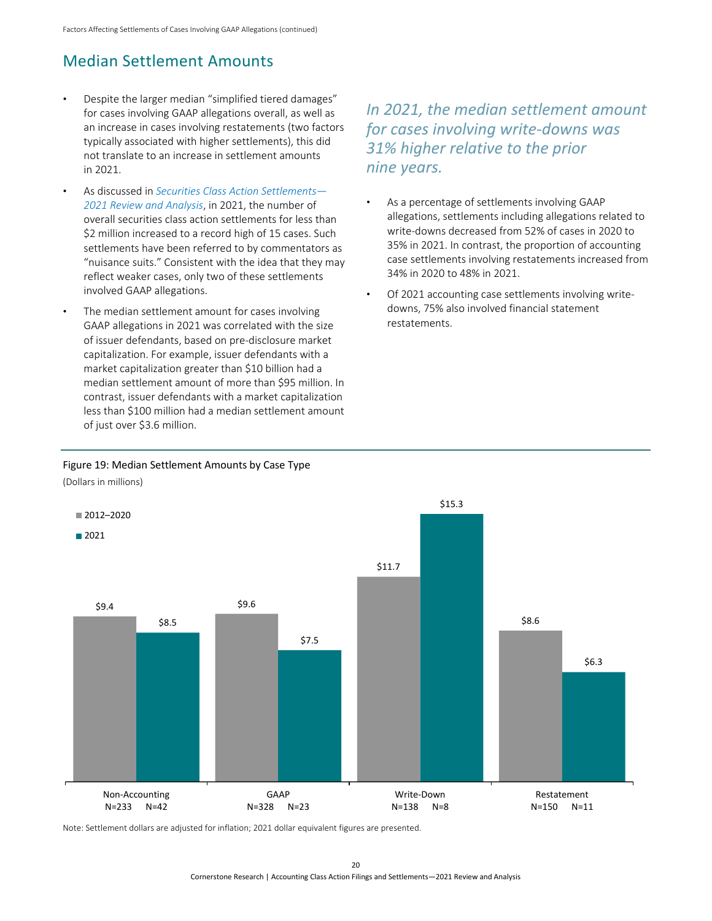## Median Settlement Amounts

- Despite the larger median "simplified tiered damages" for cases involving GAAP allegations overall, as well as an increase in cases involving restatements (two factors typically associated with higher settlements), this did not translate to an increase in settlement amounts in 2021.
- As discussed in *Securities Class Action Settlements—2021 Review and Analysis*, in 2021, the number of overall securities class action settlements for less than $2 million increased to a record high of 15 cases. Such settlements have been referred to by commentators as "nuisance suits." Consistent with the idea that they may reflect weaker cases, only two of these settlements involved GAAP allegations.
- The median settlement amount for cases involving GAAP allegations in 2021 was correlated with the size of issuer defendants, based on pre-disclosure market capitalization. For example, issuer defendants with a market capitalization greater than $10 billion had a median settlement amount of more than $95 million. In contrast, issuer defendants with a market capitalization less than $100 million had a median settlement amount of just over $3.6 million.

*In 2021, the median settlement amount for cases involving write-downs was 31% higher relative to the prior nine years.*

- As a percentage of settlements involving GAAP allegations, settlements including allegations related to write-downs decreased from 52% of cases in 2020 to 35% in 2021. In contrast, the proportion of accounting case settlements involving restatements increased from 34% in 2020 to 48% in 2021.
- Of 2021 accounting case settlements involving write-downs, 75% also involved financial statement restatements.

Figure 19: Median Settlement Amounts by Case Type

(Dollars in millions)

| Case Type | 2012–2020 | 2021 |
|---|---|---|
| Non-Accounting (N=233; N=42) | $9.4 | $8.5 |
| GAAP (N=328; N=23) | $9.6 | $7.5 |
| Write-Down (N=138; N=8) | $11.7 | $15.3 |
| Restatement (N=150; N=11) | $8.6 | $6.3 |

Note: Settlement dollars are adjusted for inflation; 2021 dollar equivalent figures are presented.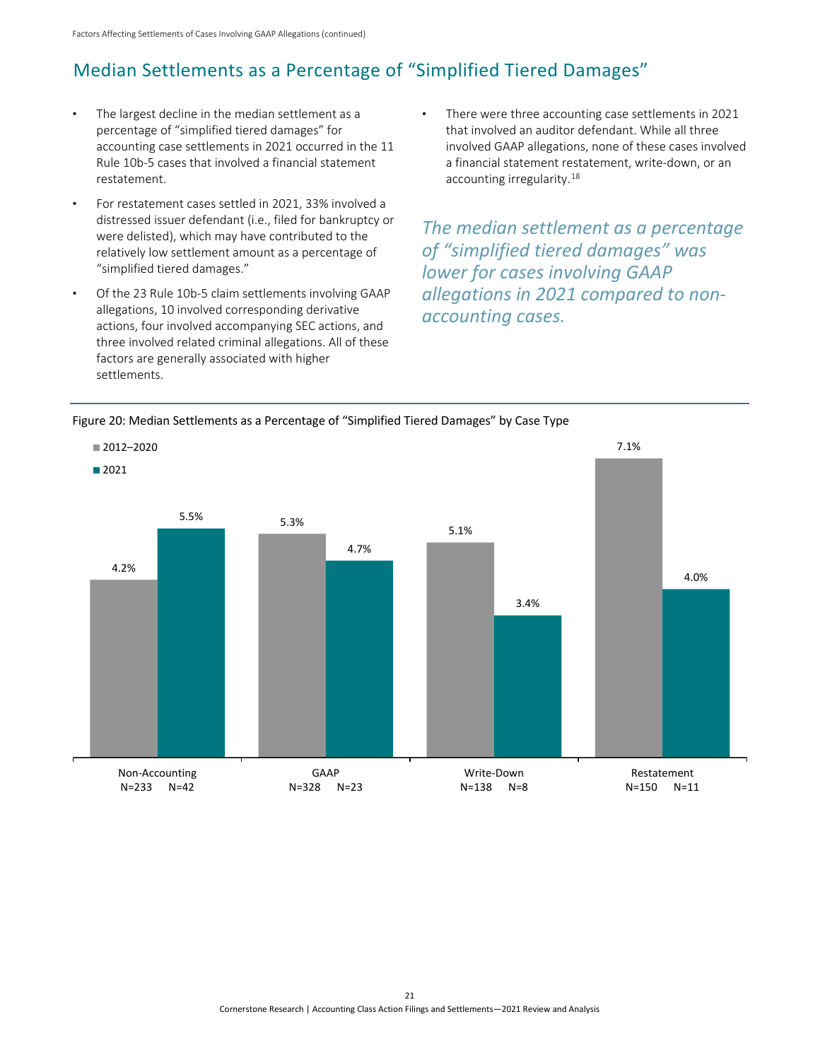## Median Settlements as a Percentage of "Simplified Tiered Damages"

- The largest decline in the median settlement as a percentage of "simplified tiered damages" for accounting case settlements in 2021 occurred in the 11 Rule 10b-5 cases that involved a financial statement restatement.
- For restatement cases settled in 2021, 33% involved a distressed issuer defendant (i.e., filed for bankruptcy or were delisted), which may have contributed to the relatively low settlement amount as a percentage of "simplified tiered damages."
- Of the 23 Rule 10b-5 claim settlements involving GAAP allegations, 10 involved corresponding derivative actions, four involved accompanying SEC actions, and three involved related criminal allegations. All of these factors are generally associated with higher settlements.
- There were three accounting case settlements in 2021 that involved an auditor defendant. While all three involved GAAP allegations, none of these cases involved a financial statement restatement, write-down, or an accounting irregularity.[18]

*The median settlement as a percentage of "simplified tiered damages" was lower for cases involving GAAP allegations in 2021 compared to non-accounting cases.*

Figure 20: Median Settlements as a Percentage of "Simplified Tiered Damages" by Case Type

| Case Type | 2012–2020 | 2021 |
|---|---|---|
| Non-Accounting (N=233; N=42) | 4.2% | 5.5% |
| GAAP (N=328; N=23) | 5.3% | 4.7% |
| Write-Down (N=138; N=8) | 5.1% | 3.4% |
| Restatement (N=150; N=11) | 7.1% | 4.0% |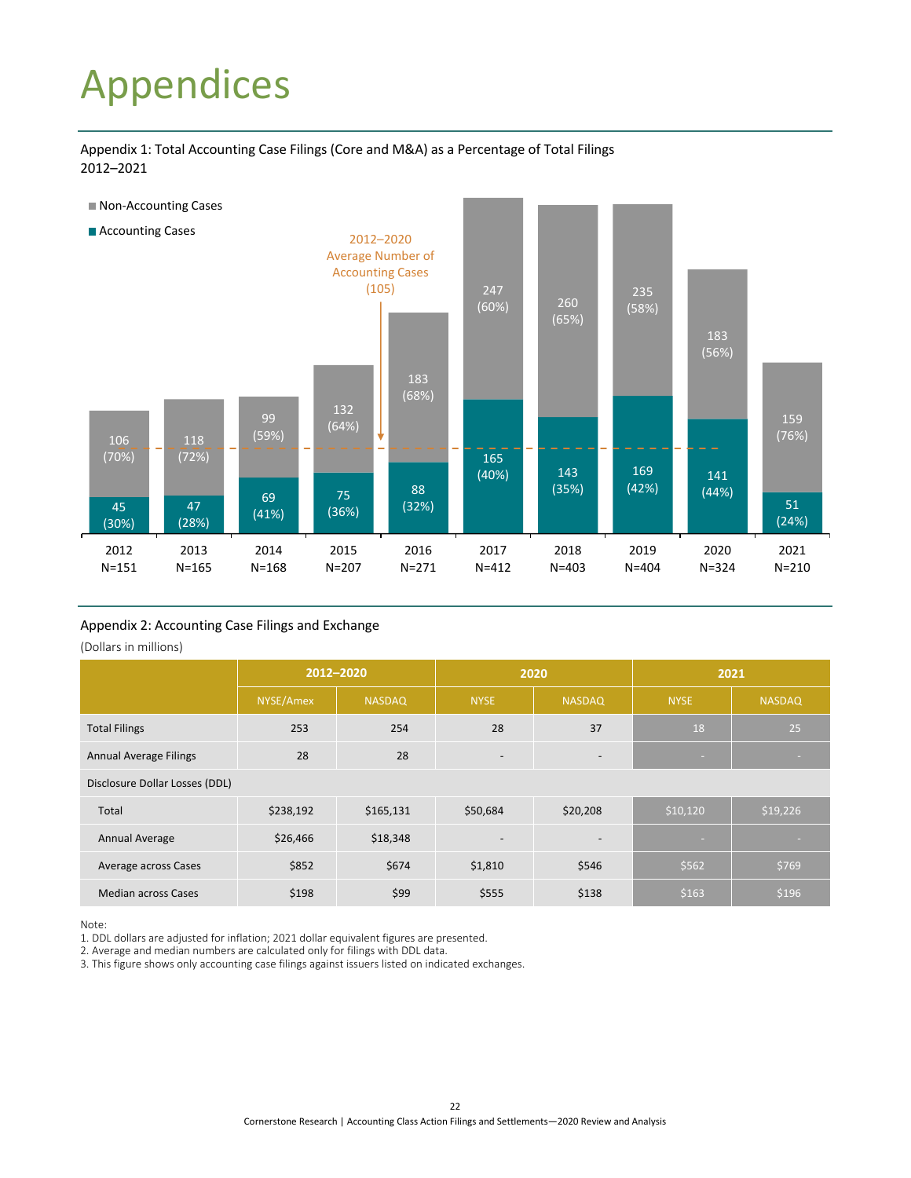# Appendices

Appendix 1: Total Accounting Case Filings (Core and M&A) as a Percentage of Total Filings 2012–2021

| Year | Accounting Cases | Non-Accounting Cases | Total |
|---|---|---|---|
| 2012 | 45 (30%) | 106 (70%) | N=151 |
| 2013 | 47 (28%) | 118 (72%) | N=165 |
| 2014 | 69 (41%) | 99 (59%) | N=168 |
| 2015 | 75 (36%) | 132 (64%) | N=207 |
| 2016 | 88 (32%) | 183 (68%) | N=271 |
| 2017 | 165 (40%) | 247 (60%) | N=412 |
| 2018 | 143 (35%) | 260 (65%) | N=403 |
| 2019 | 169 (42%) | 235 (58%) | N=404 |
| 2020 | 141 (44%) | 183 (56%) | N=324 |
| 2021 | 51 (24%) | 159 (76%) | N=210 |

2012–2020 Average Number of Accounting Cases (105)

Appendix 2: Accounting Case Filings and Exchange

(Dollars in millions)

| | 2012–2020 | | 2020 | | 2021 | |
|---|---|---|---|---|---|---|
| | NYSE/Amex | NASDAQ | NYSE | NASDAQ | NYSE | NASDAQ |
| Total Filings | 253 | 254 | 28 | 37 | 18 | 25 |
| Annual Average Filings | 28 | 28 | - | - | - | - |
| Disclosure Dollar Losses (DDL) | | | | | | |
| Total | $238,192 | $165,131 | $50,684 | $20,208 | $10,120 | $19,226 |
| Annual Average | $26,466 | $18,348 | - | - | - | - |
| Average across Cases | $852 | $674 | $1,810 | $546 | $562 | $769 |
| Median across Cases | $198 | $99 | $555 | $138 | $163 | $196 |

Note:
1. DDL dollars are adjusted for inflation; 2021 dollar equivalent figures are presented.
2. Average and median numbers are calculated only for filings with DDL data.
3. This figure shows only accounting case filings against issuers listed on indicated exchanges.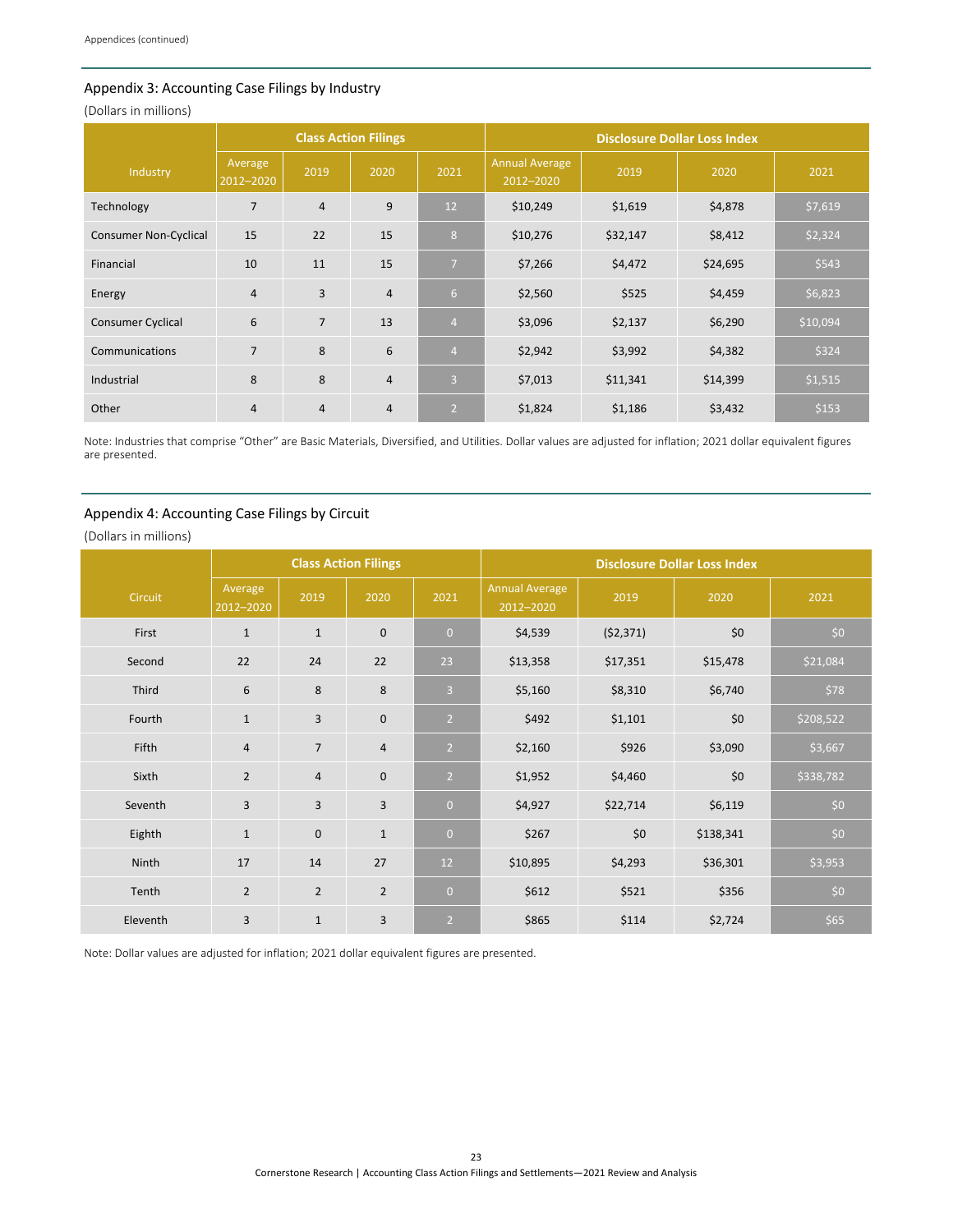## Appendix 3: Accounting Case Filings by Industry

(Dollars in millions)

| Industry | Class Action Filings | | | | Disclosure Dollar Loss Index | | | |
|---|---|---|---|---|---|---|---|---|
| | Average 2012–2020 | 2019 | 2020 | 2021 | Annual Average 2012–2020 | 2019 | 2020 | 2021 |
| Technology | 7 | 4 | 9 | 12 | $10,249 | $1,619 | $4,878 | $7,619 |
| Consumer Non-Cyclical | 15 | 22 | 15 | 8 | $10,276 | $32,147 | $8,412 | $2,324 |
| Financial | 10 | 11 | 15 | 7 | $7,266 | $4,472 | $24,695 | $543 |
| Energy | 4 | 3 | 4 | 6 | $2,560 | $525 | $4,459 | $6,823 |
| Consumer Cyclical | 6 | 7 | 13 | 4 | $3,096 | $2,137 | $6,290 | $10,094 |
| Communications | 7 | 8 | 6 | 4 | $2,942 | $3,992 | $4,382 | $324 |
| Industrial | 8 | 8 | 4 | 3 | $7,013 | $11,341 | $14,399 | $1,515 |
| Other | 4 | 4 | 4 | 2 | $1,824 | $1,186 | $3,432 | $153 |

Note: Industries that comprise "Other" are Basic Materials, Diversified, and Utilities. Dollar values are adjusted for inflation; 2021 dollar equivalent figures are presented.

## Appendix 4: Accounting Case Filings by Circuit

(Dollars in millions)

| Circuit | Class Action Filings | | | | Disclosure Dollar Loss Index | | | |
|---|---|---|---|---|---|---|---|---|
| | Average 2012–2020 | 2019 | 2020 | 2021 | Annual Average 2012–2020 | 2019 | 2020 | 2021 |
| First | 1 | 1 | 0 | 0 | $4,539 | ($2,371) | $0 | $0 |
| Second | 22 | 24 | 22 | 23 | $13,358 | $17,351 | $15,478 | $21,084 |
| Third | 6 | 8 | 8 | 3 | $5,160 | $8,310 | $6,740 | $78 |
| Fourth | 1 | 3 | 0 | 2 | $492 | $1,101 | $0 | $208,522 |
| Fifth | 4 | 7 | 4 | 2 | $2,160 | $926 | $3,090 | $3,667 |
| Sixth | 2 | 4 | 0 | 2 | $1,952 | $4,460 | $0 | $338,782 |
| Seventh | 3 | 3 | 3 | 0 | $4,927 | $22,714 | $6,119 | $0 |
| Eighth | 1 | 0 | 1 | 0 | $267 | $0 | $138,341 | $0 |
| Ninth | 17 | 14 | 27 | 12 | $10,895 | $4,293 | $36,301 | $3,953 |
| Tenth | 2 | 2 | 2 | 0 | $612 | $521 | $356 | $0 |
| Eleventh | 3 | 1 | 3 | 2 | $865 | $114 | $2,724 | $65 |

Note: Dollar values are adjusted for inflation; 2021 dollar equivalent figures are presented.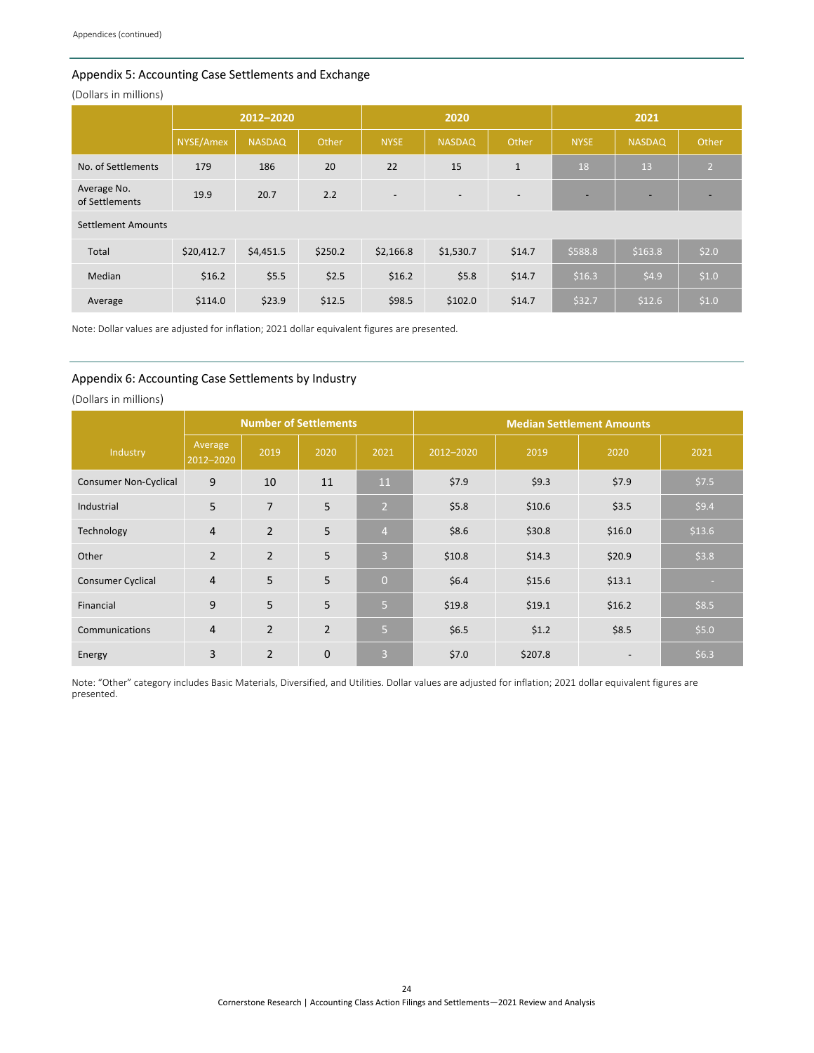## Appendix 5: Accounting Case Settlements and Exchange

(Dollars in millions)

| | 2012–2020 | | | 2020 | | | 2021 | | |
|---|---|---|---|---|---|---|---|---|---|
| | NYSE/Amex | NASDAQ | Other | NYSE | NASDAQ | Other | NYSE | NASDAQ | Other |
| No. of Settlements | 179 | 186 | 20 | 22 | 15 | 1 | 18 | 13 | 2 |
| Average No. of Settlements | 19.9 | 20.7 | 2.2 | - | - | - | - | - | - |
| Settlement Amounts | | | | | | | | | |
| Total | $20,412.7 | $4,451.5 | $250.2 | $2,166.8 | $1,530.7 | $14.7 | $588.8 | $163.8 | $2.0 |
| Median | $16.2 | $5.5 | $2.5 | $16.2 | $5.8 | $14.7 | $16.3 | $4.9 | $1.0 |
| Average | $114.0 | $23.9 | $12.5 | $98.5 | $102.0 | $14.7 | $32.7 | $12.6 | $1.0 |

Note: Dollar values are adjusted for inflation; 2021 dollar equivalent figures are presented.

## Appendix 6: Accounting Case Settlements by Industry

(Dollars in millions)

| Industry | Number of Settlements | | | | Median Settlement Amounts | | | |
|---|---|---|---|---|---|---|---|---|
| | Average 2012–2020 | 2019 | 2020 | 2021 | 2012–2020 | 2019 | 2020 | 2021 |
| Consumer Non-Cyclical | 9 | 10 | 11 | 11 | $7.9 | $9.3 | $7.9 | $7.5 |
| Industrial | 5 | 7 | 5 | 2 | $5.8 | $10.6 | $3.5 | $9.4 |
| Technology | 4 | 2 | 5 | 4 | $8.6 | $30.8 | $16.0 | $13.6 |
| Other | 2 | 2 | 5 | 3 | $10.8 | $14.3 | $20.9 | $3.8 |
| Consumer Cyclical | 4 | 5 | 5 | 0 | $6.4 | $15.6 | $13.1 | - |
| Financial | 9 | 5 | 5 | 5 | $19.8 | $19.1 | $16.2 | $8.5 |
| Communications | 4 | 2 | 2 | 5 | $6.5 | $1.2 | $8.5 | $5.0 |
| Energy | 3 | 2 | 0 | 3 | $7.0 | $207.8 | - | $6.3 |

Note: "Other" category includes Basic Materials, Diversified, and Utilities. Dollar values are adjusted for inflation; 2021 dollar equivalent figures are presented.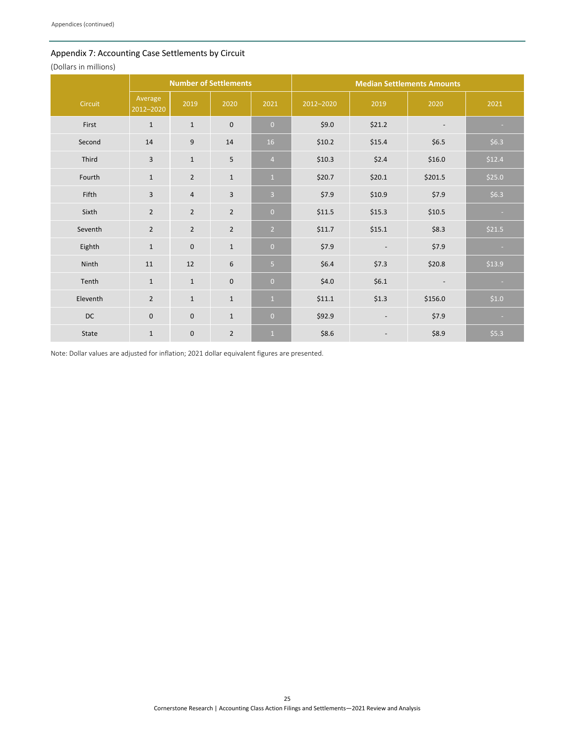## Appendix 7: Accounting Case Settlements by Circuit

(Dollars in millions)

| Circuit | Number of Settlements | | | | Median Settlements Amounts | | | |
|---|---|---|---|---|---|---|---|---|
| | Average 2012–2020 | 2019 | 2020 | 2021 | 2012–2020 | 2019 | 2020 | 2021 |
| First | 1 | 1 | 0 | 0 | $9.0 | $21.2 | - | - |
| Second | 14 | 9 | 14 | 16 | $10.2 | $15.4 | $6.5 | $6.3 |
| Third | 3 | 1 | 5 | 4 | $10.3 | $2.4 | $16.0 | $12.4 |
| Fourth | 1 | 2 | 1 | 1 | $20.7 | $20.1 | $201.5 | $25.0 |
| Fifth | 3 | 4 | 3 | 3 | $7.9 | $10.9 | $7.9 | $6.3 |
| Sixth | 2 | 2 | 2 | 0 | $11.5 | $15.3 | $10.5 | - |
| Seventh | 2 | 2 | 2 | 2 | $11.7 | $15.1 | $8.3 | $21.5 |
| Eighth | 1 | 0 | 1 | 0 | $7.9 | - | $7.9 | - |
| Ninth | 11 | 12 | 6 | 5 | $6.4 | $7.3 | $20.8 | $13.9 |
| Tenth | 1 | 1 | 0 | 0 | $4.0 | $6.1 | - | - |
| Eleventh | 2 | 1 | 1 | 1 | $11.1 | $1.3 | $156.0 | $1.0 |
| DC | 0 | 0 | 1 | 0 | $92.9 | - | $7.9 | - |
| State | 1 | 0 | 2 | 1 | $8.6 | - | $8.9 | $5.3 |

Note: Dollar values are adjusted for inflation; 2021 dollar equivalent figures are presented.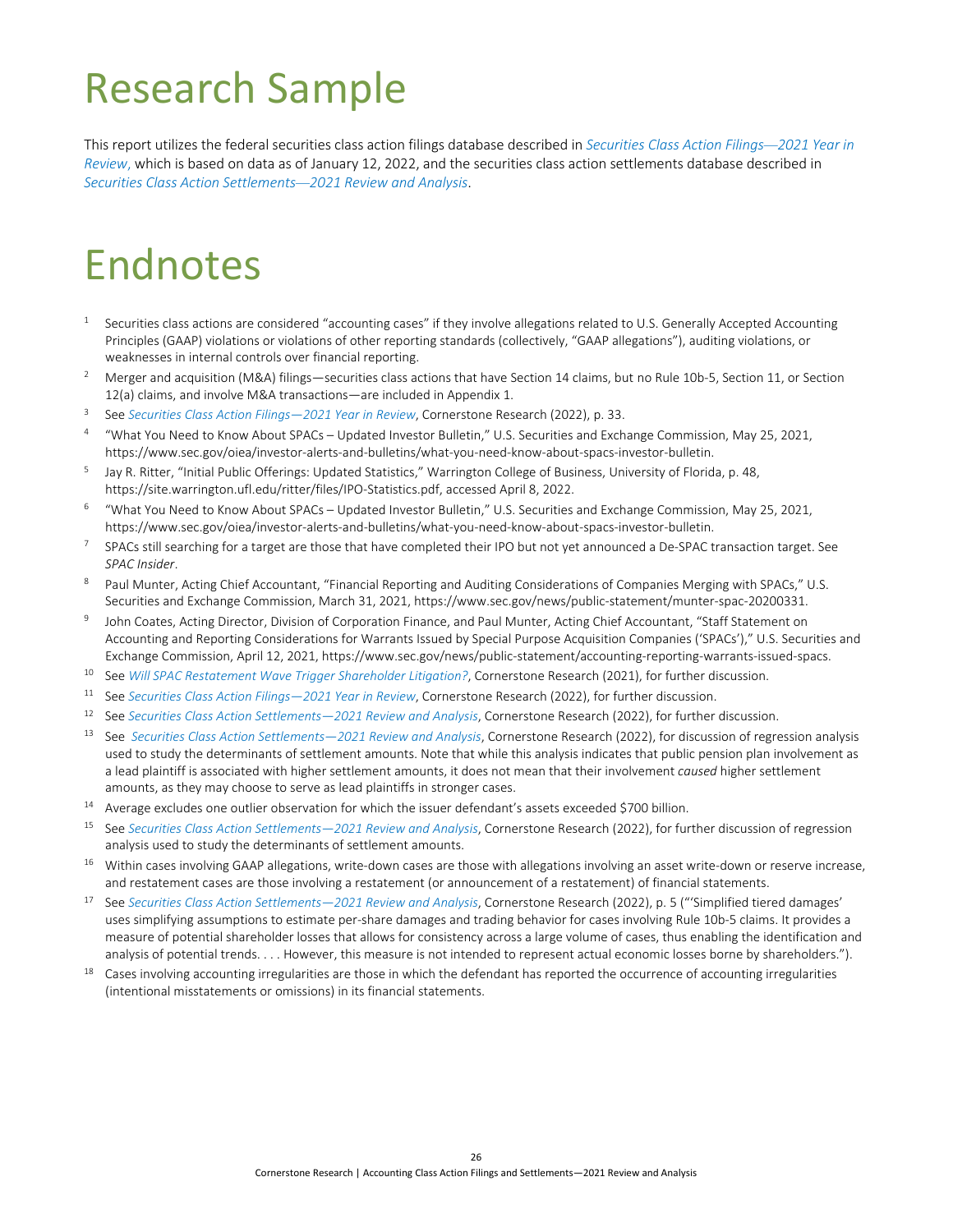# Research Sample

This report utilizes the federal securities class action filings database described in *Securities Class Action Filings—2021 Year in Review,* which is based on data as of January 12, 2022, and the securities class action settlements database described in *Securities Class Action Settlements—2021 Review and Analysis*.

# Endnotes

1. Securities class actions are considered "accounting cases" if they involve allegations related to U.S. Generally Accepted Accounting Principles (GAAP) violations or violations of other reporting standards (collectively, "GAAP allegations"), auditing violations, or weaknesses in internal controls over financial reporting.
2. Merger and acquisition (M&A) filings—securities class actions that have Section 14 claims, but no Rule 10b-5, Section 11, or Section 12(a) claims, and involve M&A transactions—are included in Appendix 1.
3. See *Securities Class Action Filings—2021 Year in Review*, Cornerstone Research (2022), p. 33.
4. "What You Need to Know About SPACs – Updated Investor Bulletin," U.S. Securities and Exchange Commission, May 25, 2021, https://www.sec.gov/oiea/investor-alerts-and-bulletins/what-you-need-know-about-spacs-investor-bulletin.
5. Jay R. Ritter, "Initial Public Offerings: Updated Statistics," Warrington College of Business, University of Florida, p. 48, https://site.warrington.ufl.edu/ritter/files/IPO-Statistics.pdf, accessed April 8, 2022.
6. "What You Need to Know About SPACs – Updated Investor Bulletin," U.S. Securities and Exchange Commission, May 25, 2021, https://www.sec.gov/oiea/investor-alerts-and-bulletins/what-you-need-know-about-spacs-investor-bulletin.
7. SPACs still searching for a target are those that have completed their IPO but not yet announced a De-SPAC transaction target. See *SPAC Insider*.
8. Paul Munter, Acting Chief Accountant, "Financial Reporting and Auditing Considerations of Companies Merging with SPACs," U.S. Securities and Exchange Commission, March 31, 2021, https://www.sec.gov/news/public-statement/munter-spac-20200331.
9. John Coates, Acting Director, Division of Corporation Finance, and Paul Munter, Acting Chief Accountant, "Staff Statement on Accounting and Reporting Considerations for Warrants Issued by Special Purpose Acquisition Companies ('SPACs')," U.S. Securities and Exchange Commission, April 12, 2021, https://www.sec.gov/news/public-statement/accounting-reporting-warrants-issued-spacs.
10. See *Will SPAC Restatement Wave Trigger Shareholder Litigation?*, Cornerstone Research (2021), for further discussion.
11. See *Securities Class Action Filings—2021 Year in Review*, Cornerstone Research (2022), for further discussion.
12. See *Securities Class Action Settlements—2021 Review and Analysis*, Cornerstone Research (2022), for further discussion.
13. See *Securities Class Action Settlements—2021 Review and Analysis*, Cornerstone Research (2022), for discussion of regression analysis used to study the determinants of settlement amounts. Note that while this analysis indicates that public pension plan involvement as a lead plaintiff is associated with higher settlement amounts, it does not mean that their involvement *caused* higher settlement amounts, as they may choose to serve as lead plaintiffs in stronger cases.
14. Average excludes one outlier observation for which the issuer defendant's assets exceeded $700 billion.
15. See *Securities Class Action Settlements—2021 Review and Analysis*, Cornerstone Research (2022), for further discussion of regression analysis used to study the determinants of settlement amounts.
16. Within cases involving GAAP allegations, write-down cases are those with allegations involving an asset write-down or reserve increase, and restatement cases are those involving a restatement (or announcement of a restatement) of financial statements.
17. See *Securities Class Action Settlements—2021 Review and Analysis*, Cornerstone Research (2022), p. 5 ("'Simplified tiered damages' uses simplifying assumptions to estimate per-share damages and trading behavior for cases involving Rule 10b-5 claims. It provides a measure of potential shareholder losses that allows for consistency across a large volume of cases, thus enabling the identification and analysis of potential trends. . . . However, this measure is not intended to represent actual economic losses borne by shareholders.").
18. Cases involving accounting irregularities are those in which the defendant has reported the occurrence of accounting irregularities (intentional misstatements or omissions) in its financial statements.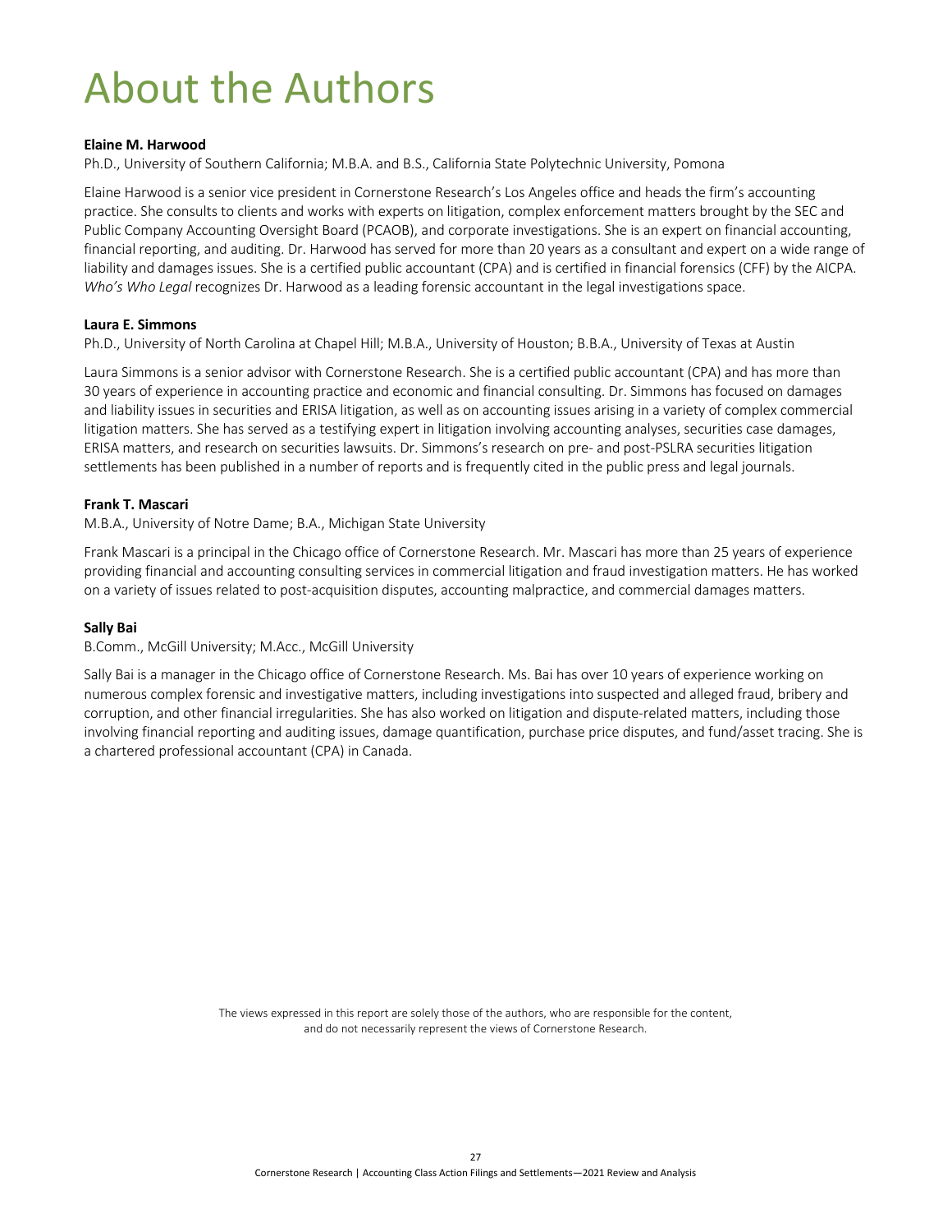# About the Authors

**Elaine M. Harwood**

Ph.D., University of Southern California; M.B.A. and B.S., California State Polytechnic University, Pomona

Elaine Harwood is a senior vice president in Cornerstone Research's Los Angeles office and heads the firm's accounting practice. She consults to clients and works with experts on litigation, complex enforcement matters brought by the SEC and Public Company Accounting Oversight Board (PCAOB), and corporate investigations. She is an expert on financial accounting, financial reporting, and auditing. Dr. Harwood has served for more than 20 years as a consultant and expert on a wide range of liability and damages issues. She is a certified public accountant (CPA) and is certified in financial forensics (CFF) by the AICPA. *Who's Who Legal* recognizes Dr. Harwood as a leading forensic accountant in the legal investigations space.

**Laura E. Simmons**

Ph.D., University of North Carolina at Chapel Hill; M.B.A., University of Houston; B.B.A., University of Texas at Austin

Laura Simmons is a senior advisor with Cornerstone Research. She is a certified public accountant (CPA) and has more than 30 years of experience in accounting practice and economic and financial consulting. Dr. Simmons has focused on damages and liability issues in securities and ERISA litigation, as well as on accounting issues arising in a variety of complex commercial litigation matters. She has served as a testifying expert in litigation involving accounting analyses, securities case damages, ERISA matters, and research on securities lawsuits. Dr. Simmons's research on pre- and post-PSLRA securities litigation settlements has been published in a number of reports and is frequently cited in the public press and legal journals.

**Frank T. Mascari**

M.B.A., University of Notre Dame; B.A., Michigan State University

Frank Mascari is a principal in the Chicago office of Cornerstone Research. Mr. Mascari has more than 25 years of experience providing financial and accounting consulting services in commercial litigation and fraud investigation matters. He has worked on a variety of issues related to post-acquisition disputes, accounting malpractice, and commercial damages matters.

**Sally Bai**

B.Comm., McGill University; M.Acc., McGill University

Sally Bai is a manager in the Chicago office of Cornerstone Research. Ms. Bai has over 10 years of experience working on numerous complex forensic and investigative matters, including investigations into suspected and alleged fraud, bribery and corruption, and other financial irregularities. She has also worked on litigation and dispute-related matters, including those involving financial reporting and auditing issues, damage quantification, purchase price disputes, and fund/asset tracing. She is a chartered professional accountant (CPA) in Canada.

The views expressed in this report are solely those of the authors, who are responsible for the content, and do not necessarily represent the views of Cornerstone Research.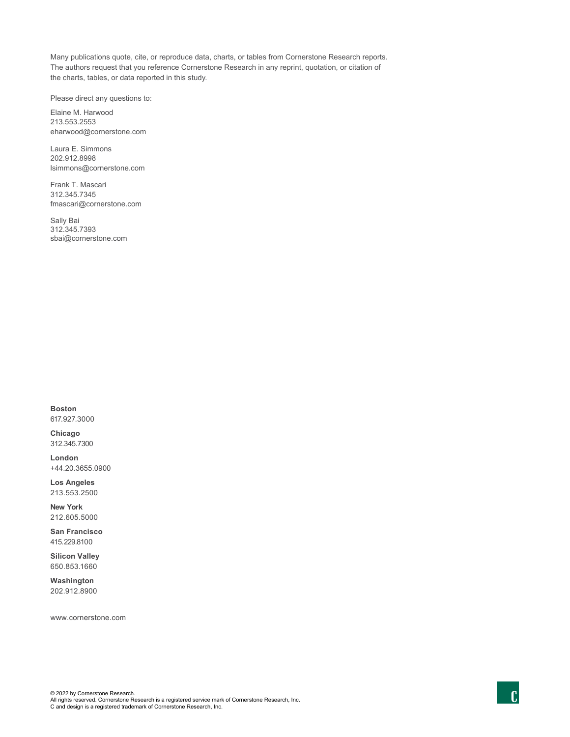Many publications quote, cite, or reproduce data, charts, or tables from Cornerstone Research reports. The authors request that you reference Cornerstone Research in any reprint, quotation, or citation of the charts, tables, or data reported in this study.

Please direct any questions to:

Elaine M. Harwood
213.553.2553
eharwood@cornerstone.com

Laura E. Simmons
202.912.8998
lsimmons@cornerstone.com

Frank T. Mascari
312.345.7345
fmascari@cornerstone.com

Sally Bai
312.345.7393
sbai@cornerstone.com

**Boston**
617.927.3000

**Chicago**
312.345.7300

**London**
+44.20.3655.0900

**Los Angeles**
213.553.2500

**New York**
212.605.5000

**San Francisco**
415.229.8100

**Silicon Valley**
650.853.1660

**Washington**
202.912.8900

www.cornerstone.com

© 2022 by Cornerstone Research.
All rights reserved. Cornerstone Research is a registered service mark of Cornerstone Research, Inc.
C and design is a registered trademark of Cornerstone Research, Inc.